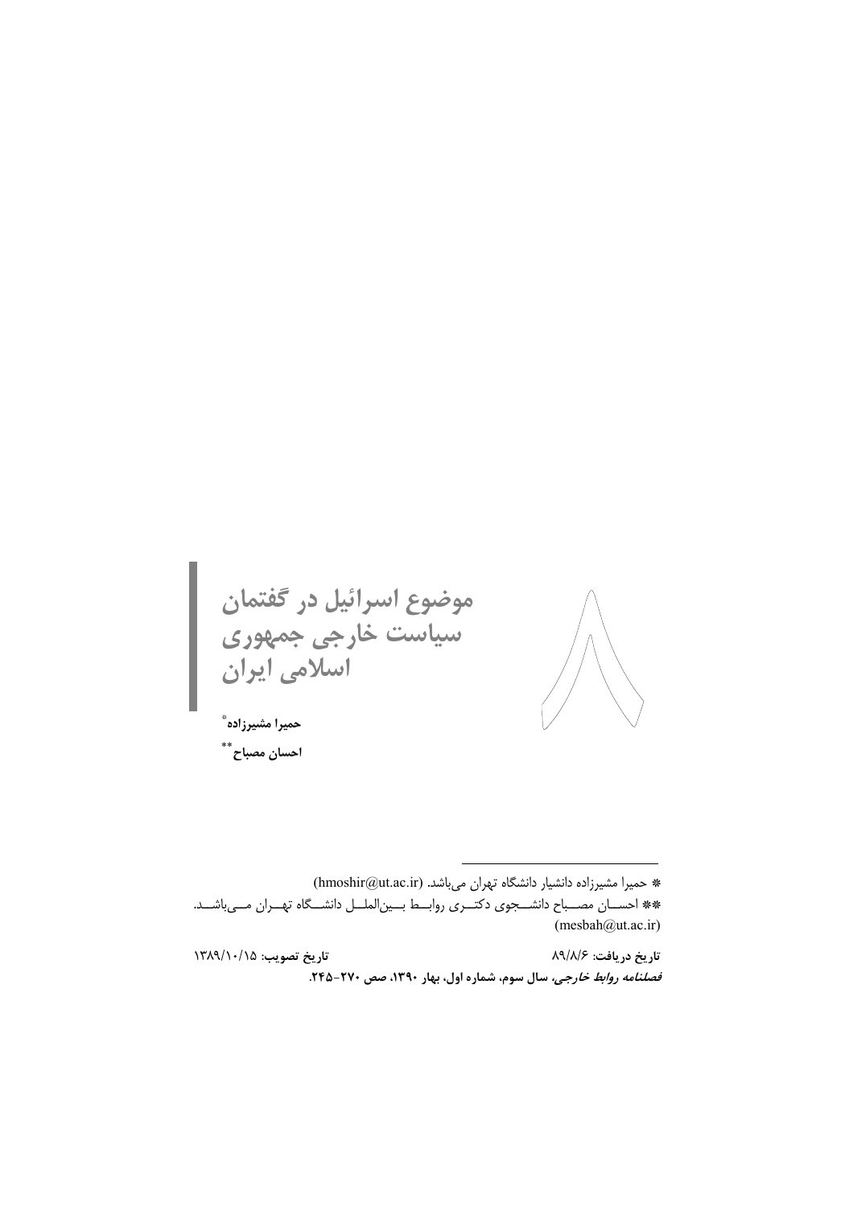# موضوع اسرائیل در گفتمان سیاست خارجی جمهوری اسلامی ایران

**حمیرا مشیرزاده***

**احسان مصباح****

---

* حمیرا مشیرزاده دانشیار دانشگاه تهران می‌باشد. (hmoshir@ut.ac.ir)

** احسان مصباح دانشجوی دکتری روابط بین‌الملل دانشگاه تهران می‌باشد. (mesbah@ut.ac.ir)

**تاریخ دریافت:** ۸۹/۸/۶ **تاریخ تصویب:** ۱۳۸۹/۱۰/۱۵

***فصلنامه روابط خارجی*، سال سوم، شماره اول، بهار ۱۳۹۰، صص ۲۷۰-۲۴۵.**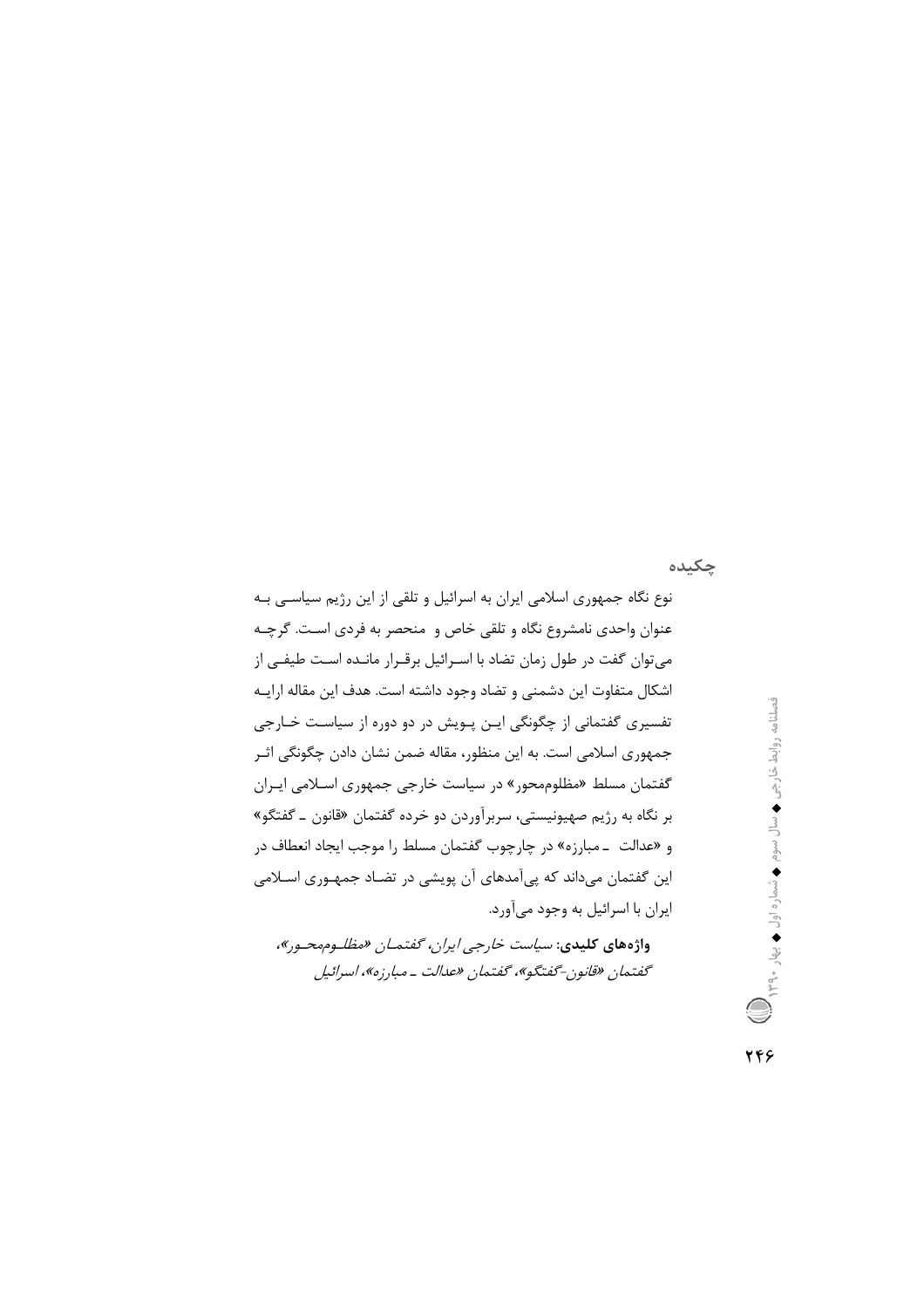## چکیده

نوع نگاه جمهوری اسلامی ایران به اسرائیل و تلقی از این رژیم سیاسی به عنوان واحدی نامشروع نگاه و تلقی خاص و منحصر به فردی است. گرچه می‌توان گفت در طول زمان تضاد با اسرائیل برقرار مانده است طیفی از اشکال متفاوت این دشمنی و تضاد وجود داشته است. هدف این مقاله ارایه تفسیری گفتمانی از چگونگی این پویش در دو دوره از سیاست خارجی جمهوری اسلامی است. به این منظور، مقاله ضمن نشان دادن چگونگی اثر گفتمان مسلط «مظلوم‌محور» در سیاست خارجی جمهوری اسلامی ایران بر نگاه به رژیم صهیونیستی، سربرآوردن دو خرده گفتمان «قانون ـ گفتگو» و «عدالت ـ مبارزه» در چارچوب گفتمان مسلط را موجب ایجاد انعطاف در این گفتمان می‌داند که پی‌آمدهای آن پویشی در تضاد جمهوری اسلامی ایران با اسرائیل به وجود می‌آورد.

**واژه‌های کلیدی**: *سیاست خارجی ایران، گفتمان «مظلوم‌محور»، گفتمان «قانون-گفتگو»، گفتمان «عدالت ـ مبارزه»، اسرائیل*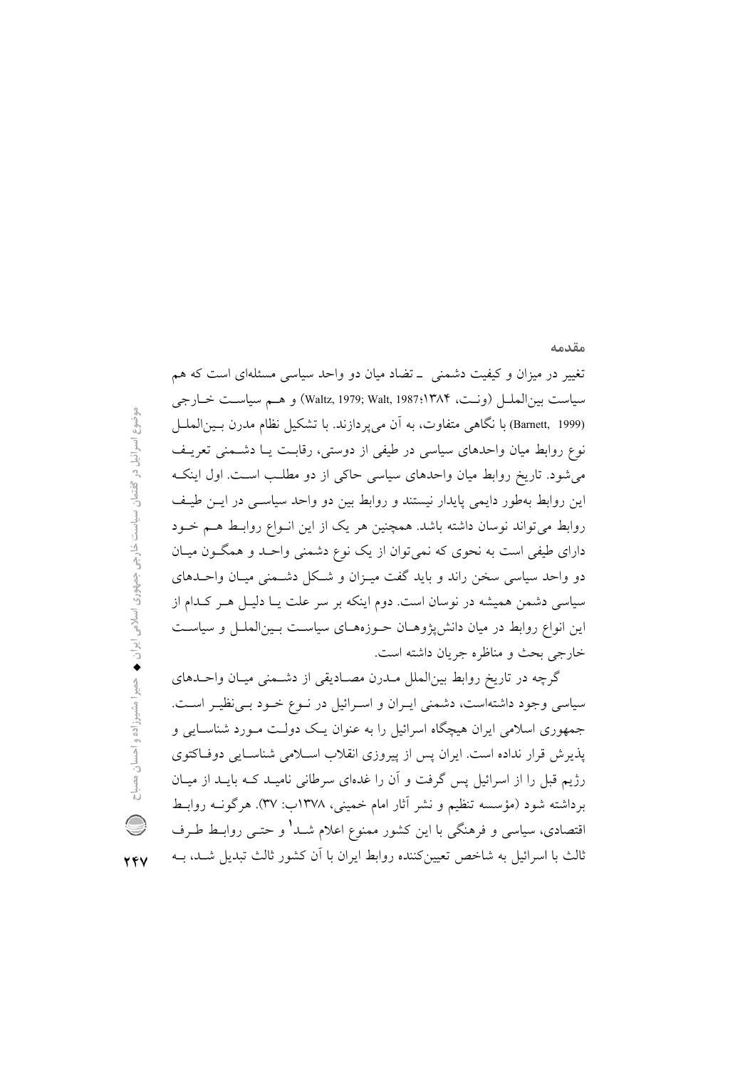## مقدمه

تغییر در میزان و کیفیت دشمنی ـ تضاد میان دو واحد سیاسی مسئله‌ای است که هم سیاست بین‌الملل (ونت، ۱۳۸۴؛ Waltz, 1979; Walt, 1987) و هم سیاست خارجی (Barnett, 1999) با نگاهی متفاوت، به آن می‌پردازند. با تشکیل نظام مدرن بین‌الملل نوع روابط میان واحدهای سیاسی در طیفی از دوستی، رقابت یا دشمنی تعریف می‌شود. تاریخ روابط میان واحدهای سیاسی حاکی از دو مطلب است. اول اینکه این روابط به‌طور دایمی پایدار نیستند و روابط بین دو واحد سیاسی در این طیف روابط می‌تواند نوسان داشته باشد. همچنین هر یک از این انواع روابط هم خود دارای طیفی است به نحوی که نمی‌توان از یک نوع دشمنی واحد و همگون میان دو واحد سیاسی سخن راند و باید گفت میزان و شکل دشمنی میان واحدهای سیاسی دشمن همیشه در نوسان است. دوم اینکه بر سر علت یا دلیل هر کدام از این انواع روابط در میان دانش‌پژوهان حوزه‌های سیاست بین‌الملل و سیاست خارجی بحث و مناظره جریان داشته است.

گرچه در تاریخ روابط بین‌الملل مدرن مصادیقی از دشمنی میان واحدهای سیاسی وجود داشته‌است، دشمنی ایران و اسرائیل در نوع خود بی‌نظیر است. جمهوری اسلامی ایران هیچگاه اسرائیل را به عنوان یک دولت مورد شناسایی و پذیرش قرار نداده است. ایران پس از پیروزی انقلاب اسلامی شناسایی دوفاکتوی رژیم قبل را از اسرائیل پس گرفت و آن را غده‌ای سرطانی نامید که باید از میان برداشته شود (مؤسسه تنظیم و نشر آثار امام خمینی، ۱۳۷۸ب: ۳۷). هرگونه روابط اقتصادی، سیاسی و فرهنگی با این کشور ممنوع اعلام شد[1] و حتی روابط طرف ثالث با اسرائیل به شاخص تعیین‌کننده روابط ایران با آن کشور ثالث تبدیل شد، به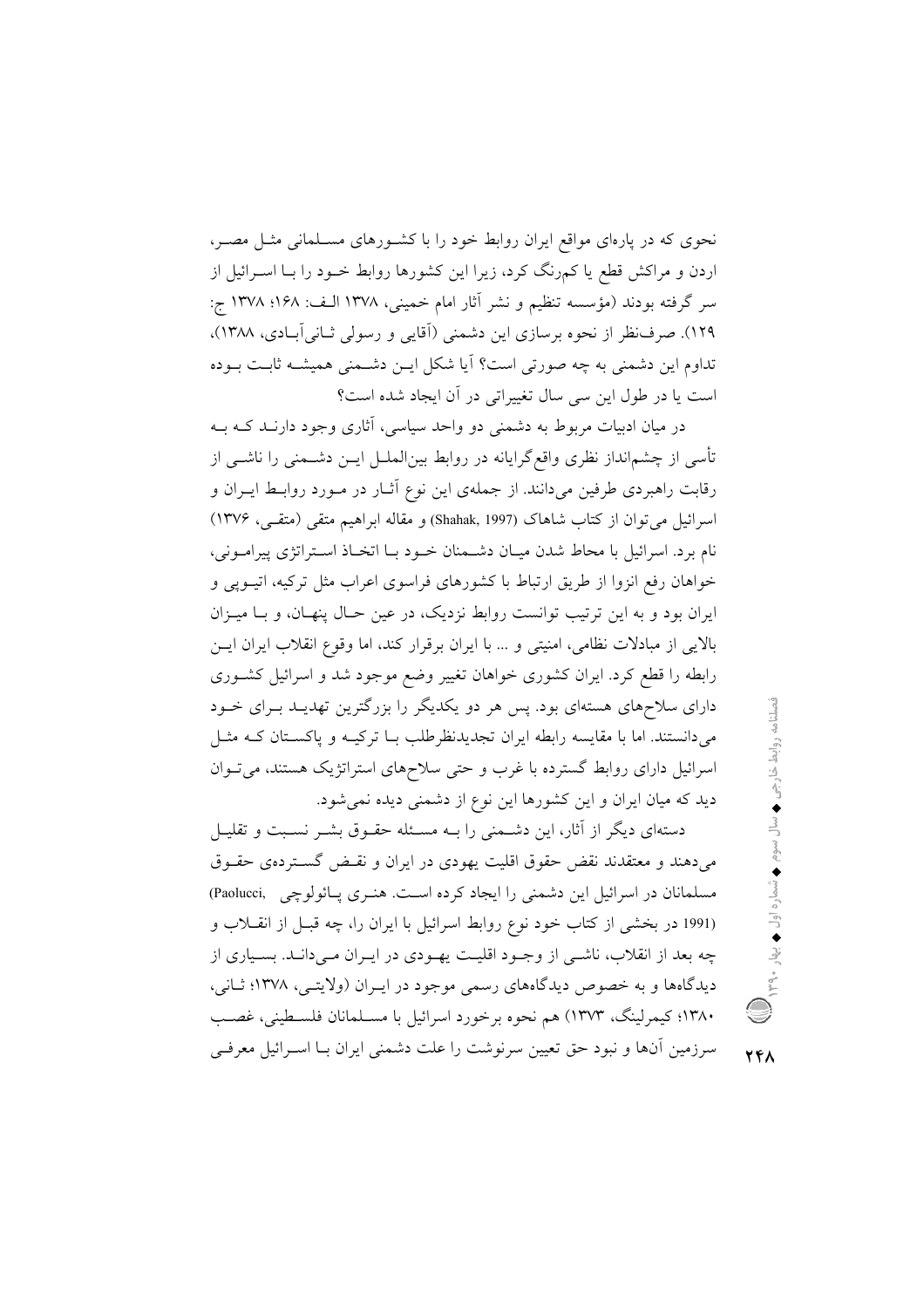نحوی که در پاره‌ای مواقع ایران روابط خود را با کشورهای مسلمانی مثل مصر، اردن و مراکش قطع یا کم‌رنگ کرد، زیرا این کشورها روابط خود را با اسرائیل از سر گرفته بودند (مؤسسه تنظیم و نشر آثار امام خمینی، ۱۳۷۸ الف: ۱۶۸؛ ۱۳۷۸ ج: ۱۲۹). صرف‌نظر از نحوه برسازی این دشمنی (آقایی و رسولی ثانی‌آبادی، ۱۳۸۸)، تداوم این دشمنی به چه صورتی است؟ آیا شکل این دشمنی همیشه ثابت بوده است یا در طول این سی سال تغییراتی در آن ایجاد شده است؟

در میان ادبیات مربوط به دشمنی دو واحد سیاسی، آثاری وجود دارند که به تأسی از چشم‌انداز نظری واقع‌گرایانه در روابط بین‌الملل این دشمنی را ناشی از رقابت راهبردی طرفین می‌دانند. از جمله‌ی این نوع آثار در مورد روابط ایران و اسرائیل می‌توان از کتاب شاهاک (Shahak, 1997) و مقاله ابراهیم متقی (متقی، ۱۳۷۶) نام برد. اسرائیل با محاط شدن میان دشمنان خود با اتخاذ استراتژی پیرامونی، خواهان رفع انزوا از طریق ارتباط با کشورهای فراسوی اعراب مثل ترکیه، اتیوپی و ایران بود و به این ترتیب توانست روابط نزدیک، در عین حال پنهان، و با میزان بالایی از مبادلات نظامی، امنیتی و ... با ایران برقرار کند، اما وقوع انقلاب ایران این رابطه را قطع کرد. ایران کشوری خواهان تغییر وضع موجود شد و اسرائیل کشوری دارای سلاح‌های هسته‌ای بود. پس هر دو یکدیگر را بزرگترین تهدید برای خود می‌دانستند. اما با مقایسه رابطه ایران تجدیدنظرطلب با ترکیه و پاکستان که مثل اسرائیل دارای روابط گسترده با غرب و حتی سلاح‌های استراتژیک هستند، می‌توان دید که میان ایران و این کشورها این نوع از دشمنی دیده نمی‌شود.

دسته‌ای دیگر از آثار، این دشمنی را به مسئله حقوق بشر نسبت و تقلیل می‌دهند و معتقدند نقض حقوق اقلیت یهودی در ایران و نقض گسترده‌ی حقوق مسلمانان در اسرائیل این دشمنی را ایجاد کرده است. هنری پائولوچی (Paolucci, 1991) در بخشی از کتاب خود نوع روابط اسرائیل با ایران را، چه قبل از انقلاب و چه بعد از انقلاب، ناشی از وجود اقلیت یهودی در ایران می‌داند. بسیاری از دیدگاه‌ها و به خصوص دیدگاه‌های رسمی موجود در ایران (ولایتی، ۱۳۷۸؛ ثانی، ۱۳۸۰؛ کیمرلینگ، ۱۳۷۳) هم نحوه برخورد اسرائیل با مسلمانان فلسطینی، غصب سرزمین آن‌ها و نبود حق تعیین سرنوشت را علت دشمنی ایران با اسرائیل معرفی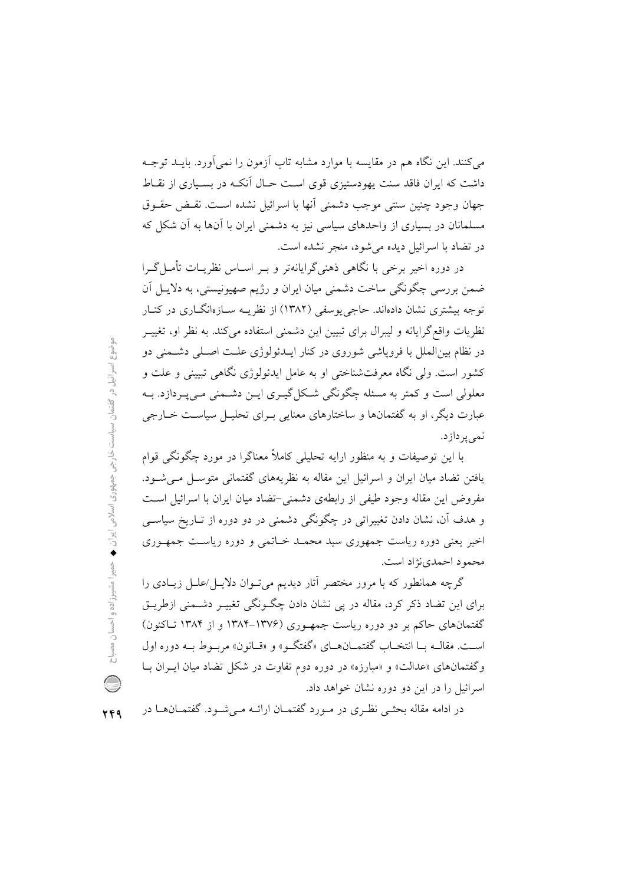می‌کنند. این نگاه هم در مقایسه با موارد مشابه تاب آزمون را نمی‌آورد. باید توجه داشت که ایران فاقد سنت یهودستیزی قوی است حال آنکه در بسیاری از نقاط جهان وجود چنین سنتی موجب دشمنی آنها با اسرائیل نشده است. نقض حقوق مسلمانان در بسیاری از واحدهای سیاسی نیز به دشمنی ایران با آن‌ها به آن شکل که در تضاد با اسرائیل دیده می‌شود، منجر نشده است.

در دوره اخیر برخی با نگاهی ذهنی‌گرایانه‌تر و بر اساس نظریات تأمل‌گرا ضمن بررسی چگونگی ساخت دشمنی میان ایران و رژیم صهیونیستی، به دلایل آن توجه بیشتری نشان داده‌اند. حاجی‌یوسفی (۱۳۸۲) از نظریه سازه‌انگاری در کنار نظریات واقع‌گرایانه و لیبرال برای تبیین این دشمنی استفاده می‌کند. به نظر او، تغییر در نظام بین‌الملل با فروپاشی شوروی در کنار ایدئولوژی علت اصلی دشمنی دو کشور است. ولی نگاه معرفت‌شناختی او به عامل ایدئولوژی نگاهی تبیینی و علت و معلولی است و کمتر به مسئله چگونگی شکل‌گیری این دشمنی می‌پردازد. به عبارت دیگر، او به گفتمان‌ها و ساختارهای معنایی برای تحلیل سیاست خارجی نمی‌پردازد.

با این توصیفات و به منظور ارایه تحلیلی کاملاً معناگرا در مورد چگونگی قوام یافتن تضاد میان ایران و اسرائیل این مقاله به نظریه‌های گفتمانی متوسل می‌شود. مفروض این مقاله وجود طیفی از رابطه‌ی دشمنی-تضاد میان ایران با اسرائیل است و هدف آن، نشان دادن تغییراتی در چگونگی دشمنی در دو دوره از تاریخ سیاسی اخیر یعنی دوره ریاست جمهوری سید محمد خاتمی و دوره ریاست جمهوری محمود احمدی‌نژاد است.

گرچه همانطور که با مرور مختصر آثار دیدیم می‌توان دلایل/علل زیادی را برای این تضاد ذکر کرد، مقاله در پی نشان دادن چگونگی تغییر دشمنی ازطریق گفتمان‌های حاکم بر دو دوره ریاست جمهوری (۱۳۷۶-۱۳۸۴ و از ۱۳۸۴ تاکنون) است. مقاله با انتخاب گفتمان‌های «گفتگو» و «قانون» مربوط به دوره اول وگفتمان‌های «عدالت» و «مبارزه» در دوره دوم تفاوت در شکل تضاد میان ایران با اسرائیل را در این دو دوره نشان خواهد داد.

در ادامه مقاله بحثی نظری در مورد گفتمان ارائه می‌شود. گفتمان‌ها در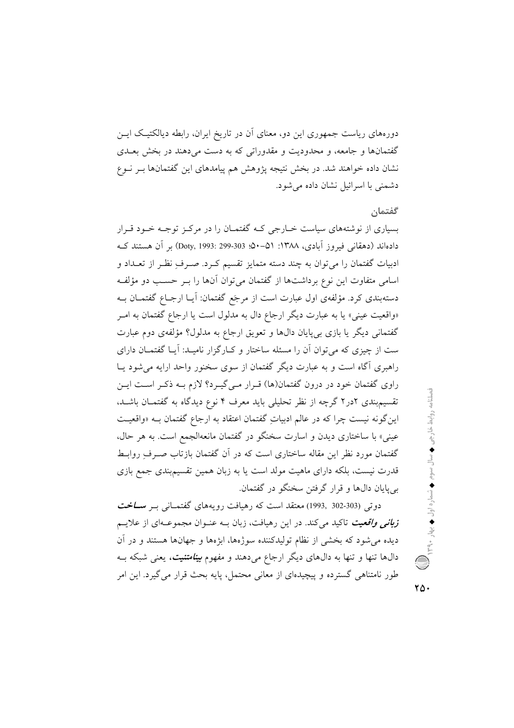دوره‌های ریاست جمهوری این دو، معنای آن در تاریخ ایران، رابطه دیالکتیک این گفتمان‌ها و جامعه، و محدودیت و مقدوراتی که به دست می‌دهند در بخش بعدی نشان داده خواهند شد. در بخش نتیجه پژوهش هم پیامدهای این گفتمان‌ها بر نوع دشمنی با اسرائیل نشان داده می‌شود.

## گفتمان

بسیاری از نوشته‌های سیاست خارجی که گفتمان را در مرکز توجه خود قرار داده‌اند (دهقانی فیروز آبادی، ۱۳۸۸: ۵۱–۵۰؛ Doty, 1993: 299-303) بر آن هستند که ادبیات گفتمان را می‌توان به چند دسته متمایز تقسیم کرد. صرفِ نظر از تعداد و اسامی متفاوت این نوع برداشت‌ها از گفتمان می‌توان آن‌ها را بر حسب دو مؤلفه دسته‌بندی کرد. مؤلفه‌ی اول عبارت است از مرجَع گفتمان: آیا ارجاع گفتمان به «واقعیت عینی» یا به عبارت دیگر ارجاع دال به مدلول است یا ارجاع گفتمان به امر گفتمانی دیگر یا بازی بی‌پایان دال‌ها و تعویق ارجاع به مدلول؟ مؤلفه‌ی دوم عبارت ست از چیزی که می‌توان آن را مسئله ساختار و کارگزار نامید: آیا گفتمان دارای راهبری آگاه است و به عبارت دیگر گفتمان از سوی سخنور واحد ارایه می‌شود یا راوی گفتمان خود در درون گفتمان(ها) قرار می‌گیرد؟ لازم به ذکر است این تقسیم‌بندی ۲در۲ گرچه از نظر تحلیلی باید معرف ۴ نوع دیدگاه به گفتمان باشد، این‌گونه نیست چرا که در عالم ادبیاتِ گفتمان اعتقاد به ارجاع گفتمان به «واقعیت عینی» با ساختاری دیدن و اسارت سخنگو در گفتمان مانعه‌الجمع است. به هر حال، گفتمان مورد نظر این مقاله ساختاری است که در آن گفتمان بازتاب صرفِ روابط قدرت نیست، بلکه دارای ماهیت مولد است یا به زبان همین تقسیم‌بندی جمع بازی بی‌پایان دال‌ها و قرار گرفتن سخنگو در گفتمان.

دوتی (302-303 ,1993) معتقد است که رهیافت رویه‌های گفتمانی بر ***ساخت زبانی واقعیت*** تاکید می‌کند. در این رهیافت، زبان به عنوان مجموعه‌ای از علایم دیده می‌شود که بخشی از نظام تولیدکننده سوژه‌ها، ابژه‌ها و جهان‌ها هستند و در آن دال‌ها تنها و تنها به دال‌های دیگر ارجاع می‌دهند و مفهوم ***بینامتنیت***، یعنی شبکه به طور نامتناهی گسترده و پیچیده‌ای از معانی محتمل، پایه بحث قرار می‌گیرد. این امر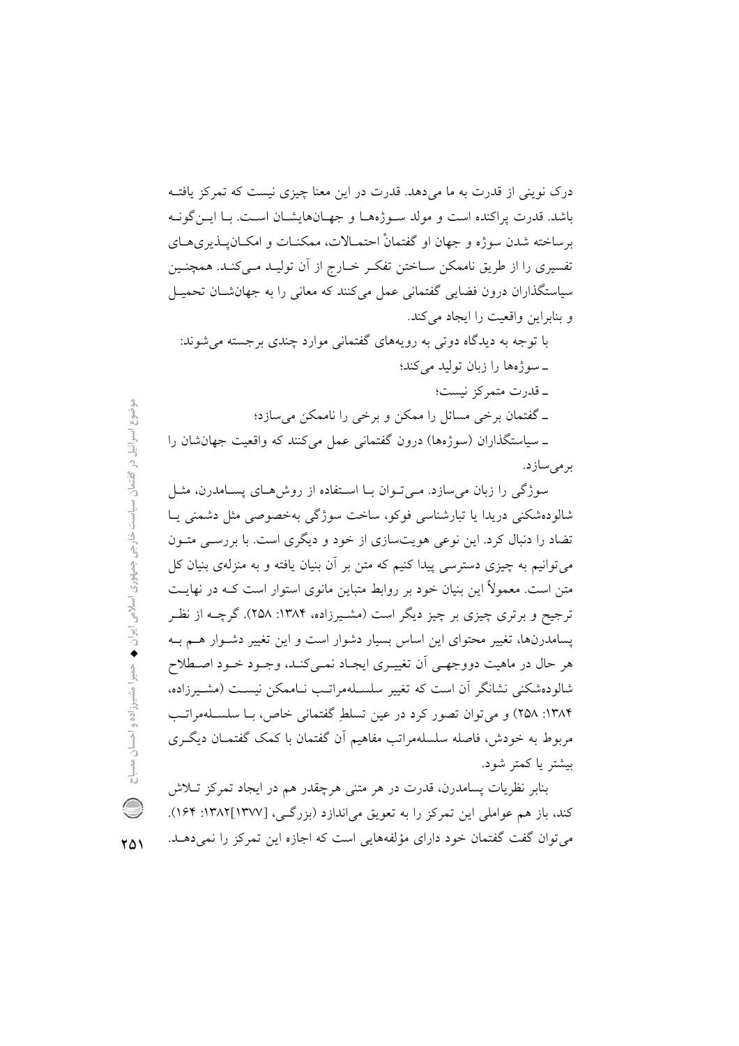درک نوینی از قدرت به ما می‌دهد. قدرت در این معنا چیزی نیست که تمرکز یافته باشد. قدرت پراکنده است و مولد سوژه‌ها و جهان‌هایشان است. با این‌گونه برساخته شدن سوژه و جهان او گفتمانْ احتمالات، ممکنات و امکان‌پذیری‌های تفسیری را از طریق ناممکن ساختن تفکر خارج از آن تولید می‌کند. همچنین سیاستگذاران درون فضایی گفتمانی عمل می‌کنند که معانی را به جهانشان تحمیل و بنابراین واقعیت را ایجاد می‌کند.

با توجه به دیدگاه دوتی به رویه‌های گفتمانی موارد چندی برجسته می‌شوند:

ـ سوژه‌ها را زبان تولید می‌کند؛

ـ قدرت متمرکز نیست؛

ـ گفتمان برخی مسائل را ممکن و برخی را ناممکن می‌سازد؛

ـ سیاستگذاران (سوژه‌ها) درون گفتمانی عمل می‌کنند که واقعیت جهان‌شان را برمی‌سازد.

سوژگی را زبان می‌سازد. می‌توان با استفاده از روش‌های پسامدرن، مثل شالوده‌شکنی دریدا یا تبارشناسی فوکو، ساخت سوژگی به‌خصوصی مثل دشمنی یا تضاد را دنبال کرد. این نوعی هویت‌سازی از خود و دیگری است. با بررسی متون می‌توانیم به چیزی دسترسی پیدا کنیم که متن بر آن بنیان یافته و به منزله‌ی بنیان کل متن است. معمولاً این بنیان خود بر روابط متباین مانوی استوار است که در نهایت ترجیح و برتری چیزی بر چیز دیگر است (مشیرزاده، ۱۳۸۴: ۲۵۸). گرچه از نظر پسامدرن‌ها، تغییر محتوای این اساس بسیار دشوار است و این تغییر دشوار هم به هر حال در ماهیت دووجهی آن تغییری ایجاد نمی‌کند، وجود خود اصطلاح شالوده‌شکنی نشانگر آن است که تغییر سلسله‌مراتب ناممکن نیست (مشیرزاده، ۱۳۸۴: ۲۵۸) و می‌توان تصور کرد در عین تسلطِ گفتمانی خاص، با سلسله‌مراتب مربوط به خودش، فاصله سلسله‌مراتب مفاهیم آن گفتمان با کمک گفتمان دیگری بیشتر یا کمتر شود.

بنابر نظریات پسامدرن، قدرت در هر متنی هرچقدر هم در ایجاد تمرکز تلاش کند، باز هم عواملی این تمرکز را به تعویق می‌اندازد (بزرگی، [۱۳۷۷]۱۳۸۲: ۱۶۴). می‌توان گفت گفتمان خود دارای مؤلفه‌هایی است که اجازه این تمرکز را نمی‌دهد.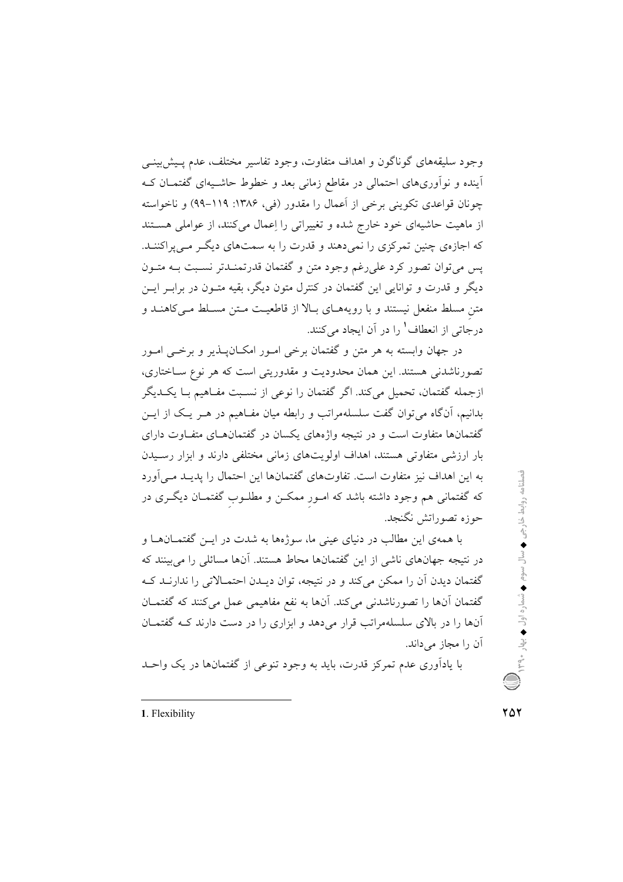وجود سلیقه‌های گوناگون و اهداف متفاوت، وجود تفاسیر مختلف، عدم پیش‌بینی آینده و نوآوری‌های احتمالی در مقاطع زمانی بعد و خطوط حاشیه‌ای گفتمان که چونان قواعدی تکوینی برخی از اَعمال را مقدور (فی، ۱۳۸۶: ۱۱۹-۹۹) و ناخواسته از ماهیت حاشیه‌ای خود خارج شده و تغییراتی را اِعمال می‌کنند، از عواملی هستند که اجازه‌ی چنین تمرکزی را نمی‌دهند و قدرت را به سمت‌های دیگر می‌پراکنند. پس می‌توان تصور کرد علی‌رغم وجود متن و گفتمان قدرتمندتر نسبت به متون دیگر و قدرت و توانایی این گفتمان در کنترل متون دیگر، بقیه متون در برابر این متنِ مسلط منفعل نیستند و با رویه‌های بالا از قاطعیت متن مسلط می‌کاهند و درجاتی از انعطاف[1] را در آن ایجاد می‌کنند.

در جهان وابسته به هر متن و گفتمان برخی امور امکان‌پذیر و برخی امور تصورناشدنی هستند. این همان محدودیت و مقدوریتی است که هر نوع ساختاری، ازجمله گفتمان، تحمیل می‌کند. اگر گفتمان را نوعی از نسبت مفاهیم با یکدیگر بدانیم، آن‌گاه می‌توان گفت سلسله‌مراتب و رابطه میان مفاهیم در هر یک از این گفتمان‌ها متفاوت است و در نتیجه واژه‌های یکسان در گفتمان‌های متفاوت دارای بار ارزشی متفاوتی هستند، اهداف اولویت‌های زمانی مختلفی دارند و ابزار رسیدن به این اهداف نیز متفاوت است. تفاوت‌های گفتمان‌ها این احتمال را پدید می‌آورد که گفتمانی هم وجود داشته باشد که امورِ ممکن و مطلوبِ گفتمان دیگری در حوزه تصوراتش نگنجد.

با همه‌ی این مطالب در دنیای عینی ما، سوژه‌ها به شدت در این گفتمان‌ها و در نتیجه جهان‌های ناشی از این گفتمان‌ها محاط هستند. آن‌ها مسائلی را می‌بینند که گفتمان دیدن آن را ممکن می‌کند و در نتیجه، توان دیدن احتمالاتی را ندارند که گفتمان آن‌ها را تصورناشدنی می‌کند. آن‌ها به نفع مفاهیمی عمل می‌کنند که گفتمان آن‌ها را در بالای سلسله‌مراتب قرار می‌دهد و ابزاری را در دست دارند که گفتمان آن را مجاز می‌داند.

با یادآوری عدم تمرکز قدرت، باید به وجود تنوعی از گفتمان‌ها در یک واحد

---

1. Flexibility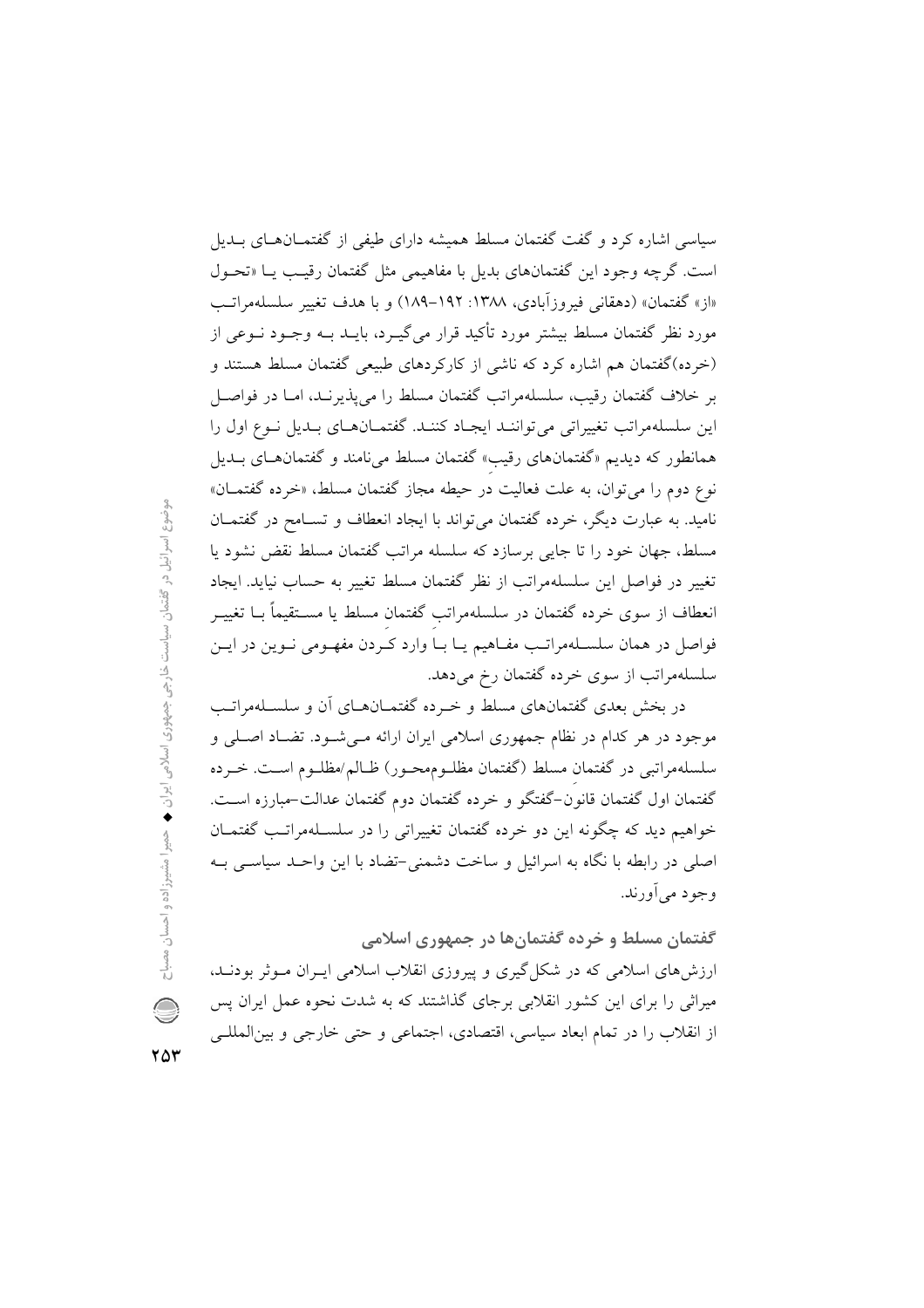سیاسی اشاره کرد و گفت گفتمان مسلط همیشه دارای طیفی از گفتمان‌های بدیل است. گرچه وجود این گفتمان‌های بدیل با مفاهیمی مثل گفتمان رقیب یا «تحول «از» گفتمان» (دهقانی فیروزآبادی، ۱۳۸۸: ۱۹۲-۱۸۹) و با هدف تغییر سلسله‌مراتب مورد نظر گفتمان مسلط بیشتر مورد تأکید قرار می‌گیرد، باید به وجود نوعی از (خرده)گفتمان هم اشاره کرد که ناشی از کارکردهای طبیعی گفتمان مسلط هستند و بر خلاف گفتمان رقیب، سلسله‌مراتب گفتمان مسلط را می‌پذیرند، اما در فواصل این سلسله‌مراتب تغییراتی می‌توانند ایجاد کنند. گفتمان‌های بدیل نوع اول را همانطور که دیدیم «گفتمان‌های رقیب» گفتمان مسلط می‌نامند و گفتمان‌های بدیل نوع دوم را می‌توان، به علت فعالیت در حیطه مجاز گفتمان مسلط، «خرده گفتمان» نامید. به عبارت دیگر، خرده گفتمان می‌تواند با ایجاد انعطاف و تسامح در گفتمان مسلط، جهان خود را تا جایی برسازد که سلسله مراتب گفتمان مسلط نقض نشود یا تغییر در فواصل این سلسله‌مراتب از نظر گفتمان مسلط تغییر به حساب نیاید. ایجاد انعطاف از سوی خرده گفتمان در سلسله‌مراتبِ گفتمانِ مسلط یا مستقیماً با تغییر فواصل در همان سلسله‌مراتب مفاهیم یا با واردکردن مفهومی نوین در این سلسله‌مراتب از سوی خرده گفتمان رخ می‌دهد.

در بخش بعدی گفتمان‌های مسلط و خرده گفتمان‌های آن و سلسله‌مراتب موجود در هر کدام در نظام جمهوری اسلامی ایران ارائه می‌شود. تضاد اصلی و سلسله‌مراتبی در گفتمانِ مسلط (گفتمان مظلوم‌محور) ظالم/مظلوم است. خرده گفتمان اول گفتمان قانون-گفتگو و خرده گفتمان دوم گفتمان عدالت-مبارزه است. خواهیم دید که چگونه این دو خرده گفتمان تغییراتی را در سلسله‌مراتب گفتمان اصلی در رابطه با نگاه به اسرائیل و ساخت دشمنی-تضاد با این واحد سیاسی به وجود می‌آورند.

## گفتمان مسلط و خرده گفتمان‌ها در جمهوری اسلامی

ارزش‌های اسلامی که در شکل‌گیری و پیروزی انقلاب اسلامی ایران موثر بودند، میراثی را برای این کشور انقلابی برجای گذاشتند که به شدت نحوه عمل ایران پس از انقلاب را در تمام ابعاد سیاسی، اقتصادی، اجتماعی و حتی خارجی و بین‌المللی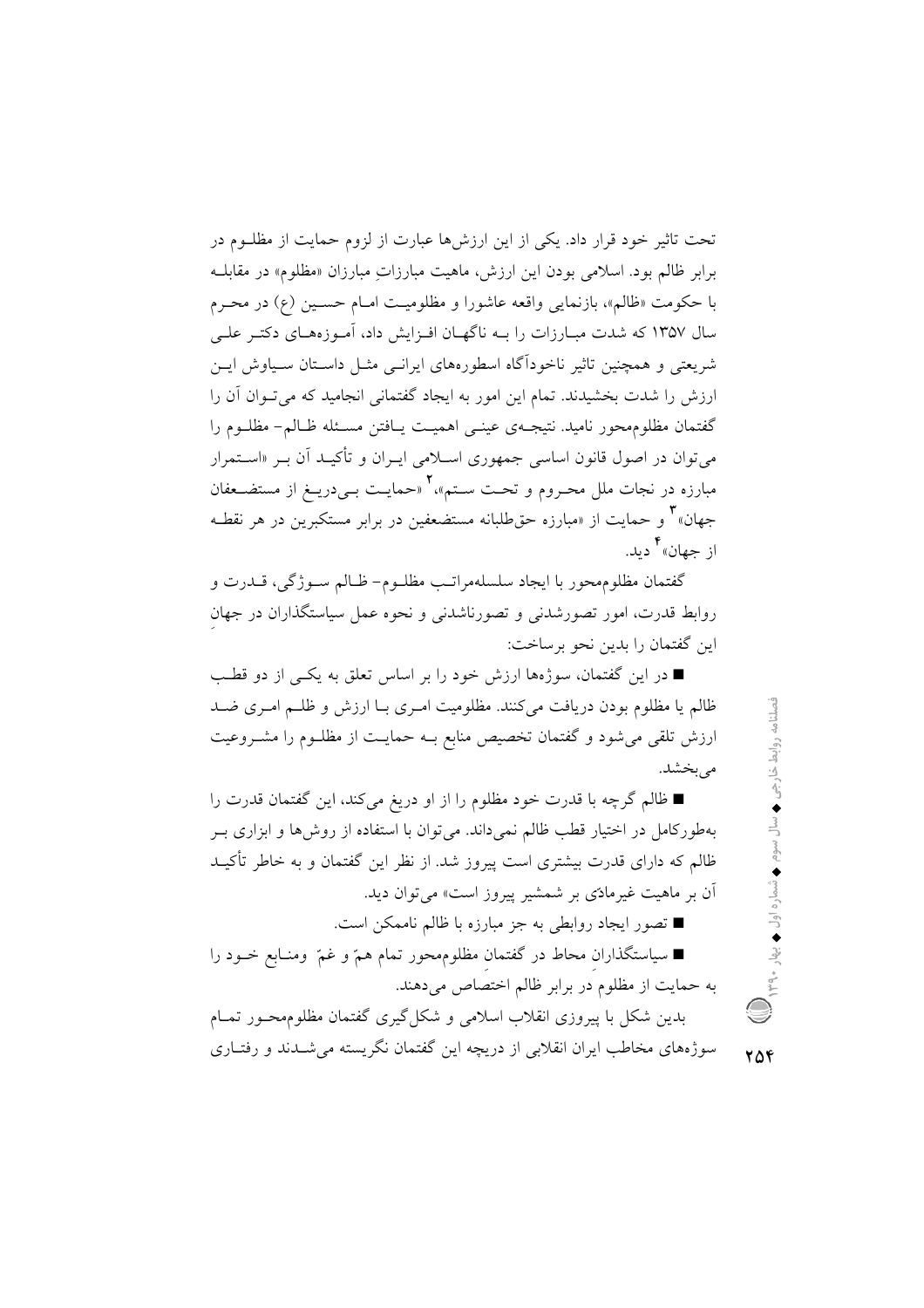تحت تاثیر خود قرار داد. یکی از این ارزش‌ها عبارت از لزوم حمایت از مظلـوم در برابر ظالم بود. اسلامی بودن این ارزش، ماهیت مبارزاتِ مبارزان «مظلوم» در مقابلـه با حکومت «ظالم»، بازنمایی واقعه عاشورا و مظلومیـت امـام حسـین (ع) در محـرم سال ۱۳۵۷ که شدت مبـارزات را بـه ناگهـان افـزایش داد، آموزه‌هـای دکتـر علـی شریعتی و همچنین تاثیر ناخودآگاه اسطوره‌های ایرانـی مثـل داسـتان سـیاوش ایـن ارزش را شدت بخشیدند. تمام این امور به ایجاد گفتمانی انجامید که می‌تـوان آن را گفتمان مظلوم‌محور نامید. نتیجـه‌ی عینـی اهمیـت یـافتن مسـئله ظـالم- مظلـوم را می‌توان در اصول قانون اساسی جمهوری اسـلامی ایـران و تأکیـد آن بـر «اسـتمرار مبارزه در نجات ملل محـروم و تحـت سـتم»،[2] «حمایـت بـی‌دریـغ از مستضـعفان جهان»[3] و حمایت از «مبارزه حق‌طلبانه مستضعفین در برابر مستکبرین در هر نقطـه از جهان»[4] دید.

گفتمان مظلوم‌محور با ایجاد سلسله‌مراتـب مظلـوم- ظـالم سـوژگی، قـدرت و روابط قدرت، امور تصورشدنی و تصورناشدنی و نحوه عمل سیاستگذاران در جهانِ این گفتمان را بدین نحو برساخت:

■ در این گفتمان، سوژه‌ها ارزش خود را بر اساس تعلق به یکـی از دو قطـب ظالم یا مظلوم بودن دریافت می‌کنند. مظلومیت امـری بـا ارزش و ظلـم امـری ضـد ارزش تلقی می‌شود و گفتمان تخصیص منابع بـه حمایـت از مظلـوم را مشـروعیت می‌بخشد.

■ ظالم گرچه با قدرت خود مظلوم را از او دریغ می‌کند، این گفتمان قدرت را به‌طورکامل در اختیار قطب ظالم نمی‌داند. می‌توان با استفاده از روش‌ها و ابزاری بـر ظالم که دارای قدرت بیشتری است پیروز شد. از نظر این گفتمان و به خاطر تأکیـد آن بر ماهیت غیرمادّی بر شمشیر پیروز است» می‌توان دید.

■ تصور ایجاد روابطی به جز مبارزه با ظالم ناممکن است.

■ سیاستگذارانِ محاط در گفتمانِ مظلوم‌محور تمام همّ و غمّ ومنـابع خـود را به حمایت از مظلومِ در برابر ظالم اختصاص می‌دهند.

بدین شکل با پیروزی انقلاب اسلامی و شکل‌گیری گفتمان مظلوم‌محـور تمـام سوژه‌های مخاطب ایران انقلابی از دریچه این گفتمان نگریسته می‌شـدند و رفتـاری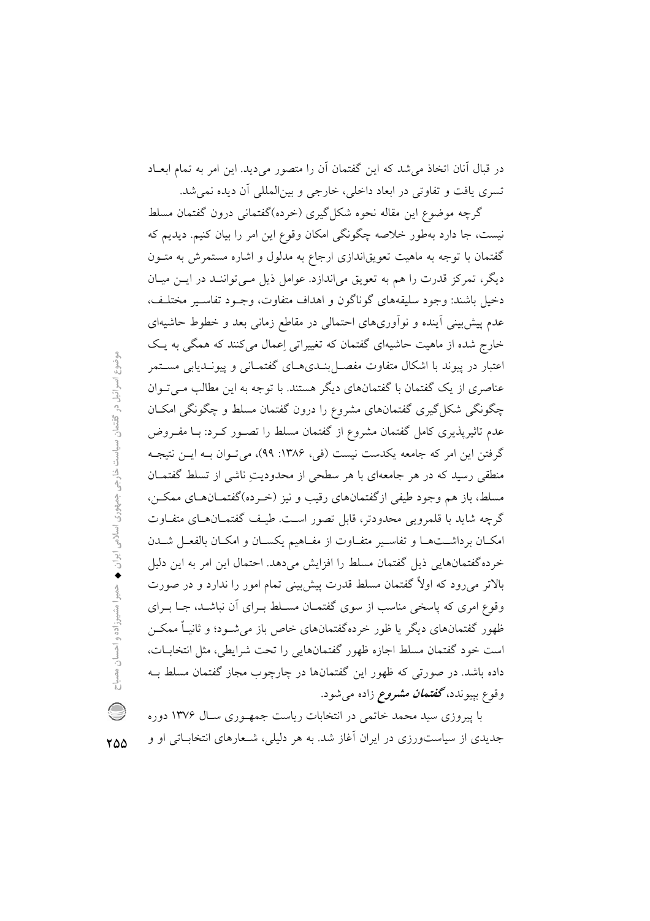در قبال آنان اتخاذ می‌شد که این گفتمان آن را متصور می‌دید. این امر به تمام ابعاد تسری یافت و تفاوتی در ابعاد داخلی، خارجی و بین‌المللی آن دیده نمی‌شد.

گرچه موضوع این مقاله نحوه شکل‌گیری (خرده)گفتمانی درون گفتمان مسلط نیست، جا دارد به‌طور خلاصه چگونگی امکان وقوع این امر را بیان کنیم. دیدیم که گفتمان با توجه به ماهیت تعویق‌اندازی ارجاع به مدلول و اشاره مستمرش به متون دیگر، تمرکز قدرت را هم به تعویق می‌اندازد. عوامل ذیل می‌توانند در این میان دخیل باشند: وجود سلیقه‌های گوناگون و اهداف متفاوت، وجود تفاسیر مختلف، عدم پیش‌بینی آینده و نوآوری‌های احتمالی در مقاطع زمانی بعد و خطوط حاشیه‌ای خارج شده از ماهیت حاشیه‌ای گفتمان که تغییراتی اِعمال می‌کنند که همگی به یک اعتبار در پیوند با اشکال متفاوت مفصل‌بندی‌های گفتمانی و پیوندیابی مستمر عناصری از یک گفتمان با گفتمان‌های دیگر هستند. با توجه به این مطالب می‌توان چگونگی شکل‌گیری گفتمان‌های مشروع را از درون گفتمان مسلط و چگونگی امکان عدم تاثیرپذیری کامل گفتمان مشروع از گفتمان مسلط را تصور کرد: با مفروض گرفتن این امر که جامعه یکدست نیست (فی، ۱۳۸۶: ۹۹)، می‌توان به این نتیجه منطقی رسید که در هر جامعه‌ای با هر سطحی از محدودیتِ ناشی از تسلط گفتمان مسلط، باز هم وجود طیفی ازگفتمان‌های رقیب و نیز (خرده)گفتمان‌های ممکن، گرچه شاید با قلمرویی محدودتر، قابل تصور است. طیف گفتمان‌های متفاوت امکان برداشت‌ها و تفاسیر متفاوت از مفاهیم یکسان و امکان بالفعل شدن خرده‌گفتمان‌هایی ذیل گفتمان مسلط را افزایش می‌دهد. احتمال این امر به این دلیل بالاتر می‌رود که اولاً گفتمان مسلط قدرت پیش‌بینی تمام امور را ندارد و در صورت وقوع امری که پاسخی مناسب از سوی گفتمان مسلط برای آن نباشد، جا برای ظهور گفتمان‌های دیگر یا ظور خرده‌گفتمان‌های خاص باز می‌شود؛ و ثانیاً ممکن است خود گفتمان مسلط اجازه ظهور گفتمان‌هایی را تحت شرایطی، مثل انتخابات، داده باشد. در صورتی که ظهور این گفتمان‌ها در چارچوب مجاز گفتمان مسلط به وقوع بپیوندد، ***گفتمان مشروع*** زاده می‌شود.

با پیروزی سید محمد خاتمی در انتخابات ریاست جمهوری سال ۱۳۷۶ دوره جدیدی از سیاست‌ورزی در ایران آغاز شد. به هر دلیلی، شعارهای انتخاباتی او و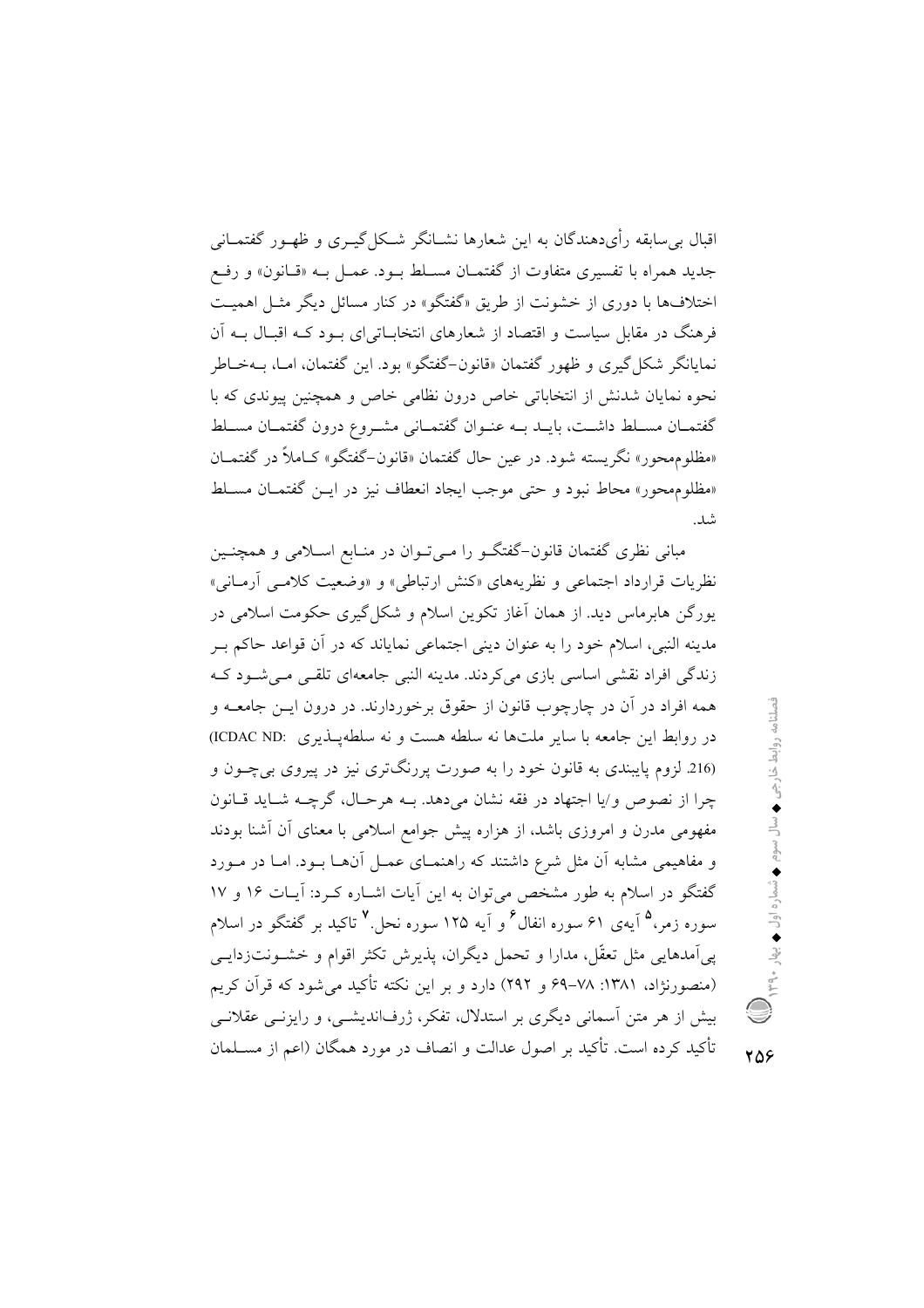اقبال بی‌سابقه رأی‌دهندگان به این شعارها نشانگر شکل‌گیری و ظهور گفتمانی جدید همراه با تفسیری متفاوت از گفتمان مسلط بود. عمل به «قانون» و رفع اختلاف‌ها با دوری از خشونت از طریق «گفتگو» در کنار مسائل دیگر مثل اهمیت فرهنگ در مقابل سیاست و اقتصاد از شعارهای انتخاباتی‌ای بود که اقبال به آن نمایانگر شکل‌گیری و ظهور گفتمان «قانون-گفتگو» بود. این گفتمان، اما، به‌خاطر نحوه نمایان شدنش از انتخاباتی خاص درون نظامی خاص و همچنین پیوندی که با گفتمان مسلط داشت، باید به عنوان گفتمانی مشروع درون گفتمان مسلط «مظلوم‌محور» نگریسته شود. در عین حال گفتمان «قانون-گفتگو» کاملاً در گفتمان «مظلوم‌محور» محاط نبود و حتی موجب ایجاد انعطاف نیز در این گفتمان مسلط شد.

مبانی نظری گفتمان قانون-گفتگو را می‌توان در منابع اسلامی و همچنین نظریات قرارداد اجتماعی و نظریه‌های «کنش ارتباطی» و «وضعیت کلامی آرمانی» یورگن هابرماس دید. از همان آغاز تکوین اسلام و شکل‌گیری حکومت اسلامی در مدینه النبی، اسلام خود را به عنوان دینی اجتماعی نمایاند که در آن قواعد حاکم بر زندگی افراد نقشی اساسی بازی می‌کردند. مدینه النبی جامعه‌ای تلقی می‌شود که همه افراد در آن در چارچوب قانون از حقوق برخوردارند. در درون این جامعه و در روابط این جامعه با سایر ملت‌ها نه سلطه هست و نه سلطه‌پذیری (ICDAC ND: 216). لزوم پایبندی به قانون خود را به صورت پررنگ‌تری نیز در پیروی بی‌چون و چرا از نصوص و/یا اجتهاد در فقه نشان می‌دهد. به هرحال، گرچه شاید قانون مفهومی مدرن و امروزی باشد، از هزاره پیش جوامع اسلامی با معنای آن آشنا بودند و مفاهیمی مشابه آن مثل شرع داشتند که راهنمای عمل آن‌ها بود. اما در مورد گفتگو در اسلام به طور مشخص می‌توان به این آیات اشاره کرد: آیات ۱۶ و ۱۷ سوره زمر،[۵] آیه‌ی ۶۱ سوره انفال[۶] و آیه ۱۲۵ سوره نحل.[۷] تاکید بر گفتگو در اسلام پی‌آمدهایی مثل تعقّل، مدارا و تحمل دیگران، پذیرش تکثر اقوام و خشونت‌زدایی (منصورنژاد، ۱۳۸۱: ۷۸-۶۹ و ۲۹۲) دارد و بر این نکته تأکید می‌شود که قرآن کریم بیش از هر متن آسمانی دیگری بر استدلال، تفکر، ژرف‌اندیشی، و رایزنی عقلانی تأکید کرده است. تأکید بر اصول عدالت و انصاف در مورد همگان (اعم از مسلمان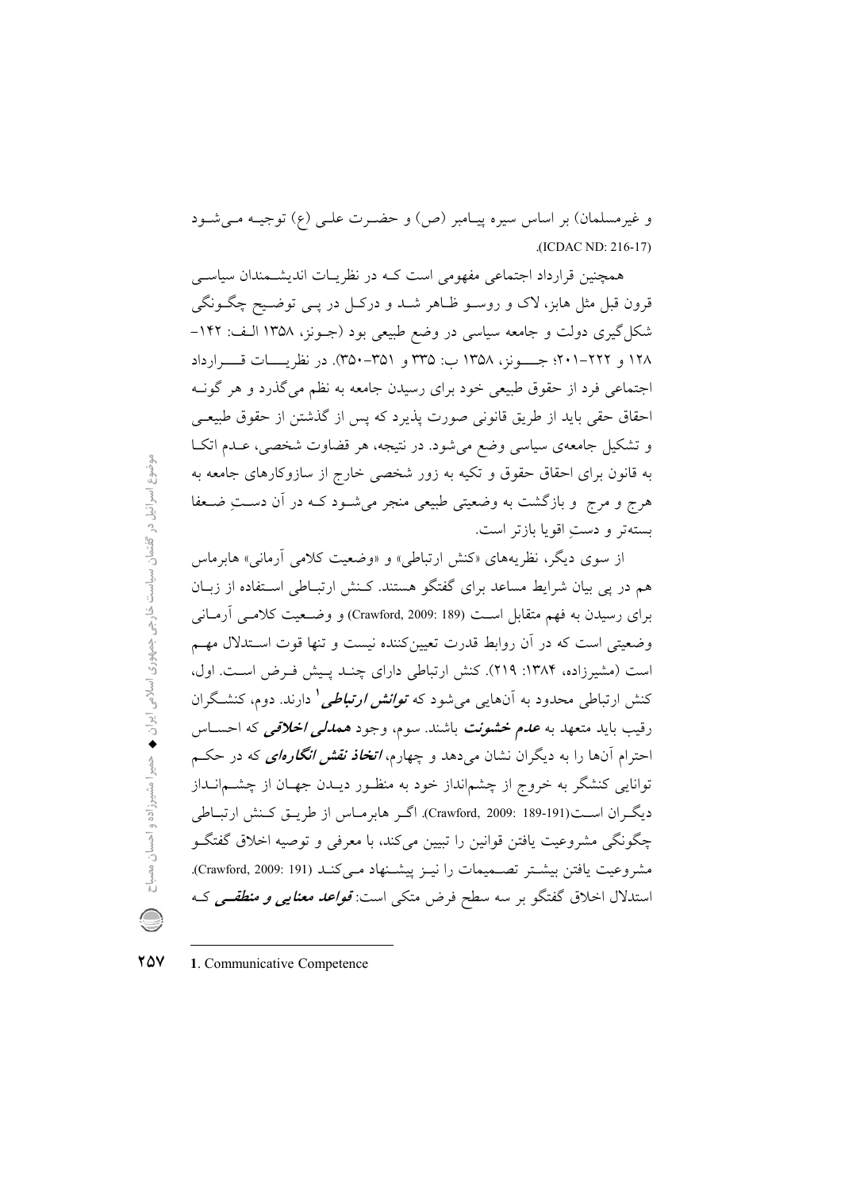و غیرمسلمان) بر اساس سیره پیامبر (ص) و حضرت علی (ع) توجیه می‌شود (ICDAC ND: 216-17).

همچنین قرارداد اجتماعی مفهومی است که در نظریات اندیشمندان سیاسی قرون قبل مثل هابز، لاک و روسو ظاهر شد و درکل در پی توضیح چگونگی شکل‌گیری دولت و جامعه سیاسی در وضع طبیعی بود (جونز، ۱۳۵۸ الف: ۱۴۲-۱۲۸ و ۲۲۲-۲۰۱؛ جونز، ۱۳۵۸ ب: ۳۳۵ و ۳۵۱-۳۵۰). در نظریات قرارداد اجتماعی فرد از حقوق طبیعی خود برای رسیدن جامعه به نظم می‌گذرد و هر گونه احقاق حقی باید از طریق قانونی صورت پذیرد که پس از گذشتن از حقوق طبیعی و تشکیل جامعه‌ی سیاسی وضع می‌شود. در نتیجه، هر قضاوت شخصی، عدم اتکا به قانون برای احقاق حقوق و تکیه به زور شخصی خارج از سازوکارهای جامعه به هرج و مرج و بازگشت به وضعیتی طبیعی منجر می‌شود که در آن دستِ ضعفا بسته‌تر و دستِ اقویا بازتر است.

از سوی دیگر، نظریه‌های «کنش ارتباطی» و «وضعیت کلامی آرمانی» هابرماس هم در پی بیان شرایط مساعد برای گفتگو هستند. کنش ارتباطی استفاده از زبان برای رسیدن به فهم متقابل است (Crawford, 2009: 189) و وضعیت کلامی آرمانی وضعیتی است که در آن روابط قدرت تعیین‌کننده نیست و تنها قوت استدلال مهم است (مشیرزاده، ۱۳۸۴: ۲۱۹). کنش ارتباطی دارای چند پیش فرض است. اول، کنش ارتباطی محدود به آن‌هایی می‌شود که ***توانش ارتباطی***[1] دارند. دوم، کنشگران رقیب باید متعهد به ***عدم خشونت*** باشند. سوم، وجود ***همدلی اخلاقی*** که احساس احترام آن‌ها را به دیگران نشان می‌دهد و چهارم، ***اتخاذ نقش انگاره‌ای*** که در حکم توانایی کنشگر به خروج از چشم‌انداز خود به منظور دیدن جهان از چشم‌انداز دیگران است(Crawford, 2009: 189-191). اگر هابرماس از طریق کنش ارتباطی چگونگی مشروعیت یافتن قوانین را تبیین می‌کند، با معرفی و توصیه اخلاق گفتگو مشروعیت یافتن بیشتر تصمیمات را نیز پیشنهاد می‌کند (Crawford, 2009: 191). استدلال اخلاق گفتگو بر سه سطح فرض متکی است: ***قواعد معنایی و منطقی*** که

---

1. Communicative Competence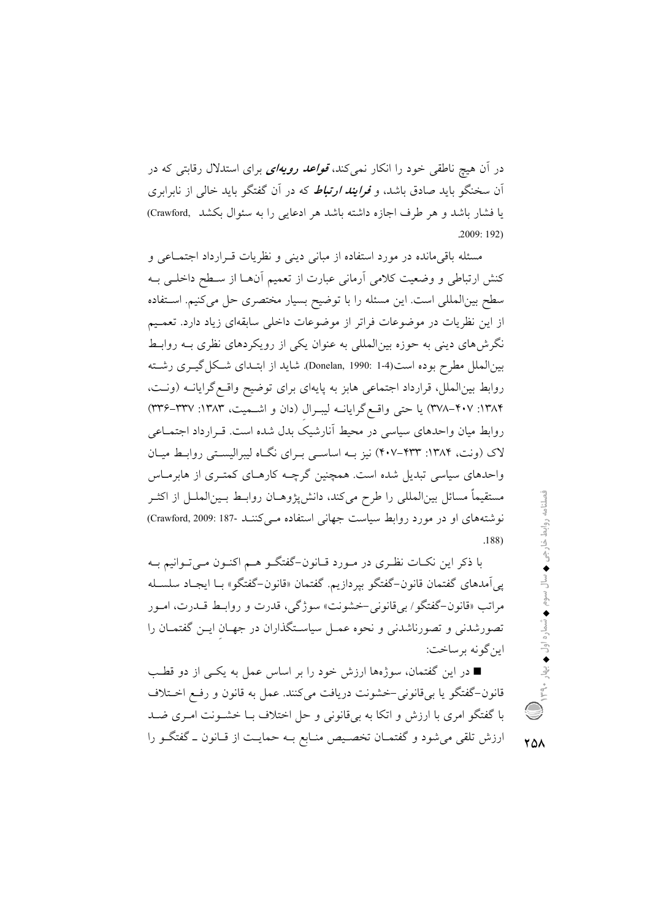در آن هیچ ناطقی خود را انکار نمی‌کند، ***قواعد رویه‌ای*** برای استدلال رقابتی که در آن سخنگو باید صادق باشد، و ***فرایند ارتباط*** که در آن گفتگو باید خالی از نابرابری یا فشار باشد و هر طرف اجازه داشته باشد هر ادعایی را به سئوال بکشد (Crawford, 2009: 192).

مسئله باقی‌مانده در مورد استفاده از مبانی دینی و نظریات قرارداد اجتماعی و کنش ارتباطی و وضعیت کلامی آرمانی عبارت از تعمیم آنها از سطح داخلی به سطح بین‌المللی است. این مسئله را با توضیح بسیار مختصری حل می‌کنیم. استفاده از این نظریات در موضوعات فراتر از موضوعات داخلی سابقه‌ای زیاد دارد. تعمیم نگرش‌های دینی به حوزه بین‌المللی به عنوان یکی از رویکردهای نظری به روابط بین‌الملل مطرح بوده است(Donelan, 1990: 1-4). شاید از ابتدای شکل‌گیری رشته روابط بین‌الملل، قرارداد اجتماعی هابز به پایه‌ای برای توضیح واقع‌گرایانه (ونت، ۱۳۸۴: ۴۰۷–۳۷۸) یا حتی واقع‌گرایانه لیبرال (دان و اشمیت، ۱۳۸۳: ۳۳۷–۳۳۶) روابط میان واحدهای سیاسی در محیط آنارشیک بدل شده است. قرارداد اجتماعی لاک (ونت، ۱۳۸۴: ۴۳۳–۴۰۷) نیز به اساسی برای نگاه لیبرالیستی روابط میان واحدهای سیاسی تبدیل شده است. همچنین گرچه کارهای کمتری از هابرماس مستقیماً مسائل بین‌المللی را طرح می‌کند، دانش‌پژوهان روابط بین‌الملل از اکثر نوشته‌های او در مورد روابط سیاست جهانی استفاده می‌کنند (Crawford, 2009: 187-188).

با ذکر این نکات نظری در مورد قانون–گفتگو هم اکنون می‌توانیم به پی‌آمدهای گفتمان قانون–گفتگو بپردازیم. گفتمان «قانون–گفتگو» با ایجاد سلسله مراتب «قانون–گفتگو/ بی‌قانونی–خشونت» سوژگی، قدرت و روابط قدرت، امور تصورشدنی و تصورناشدنی و نحوه عمل سیاستگذاران در جهان این گفتمان را این‌گونه برساخت:

■ در این گفتمان، سوژه‌ها ارزش خود را بر اساس عمل به یکی از دو قطب قانون–گفتگو یا بی‌قانونی–خشونت دریافت می‌کنند. عمل به قانون و رفع اختلاف با گفتگو امری با ارزش و اتکا به بی‌قانونی و حل اختلاف با خشونت امری ضد ارزش تلقی می‌شود و گفتمان تخصیص منابع به حمایت از قانون ـ گفتگو را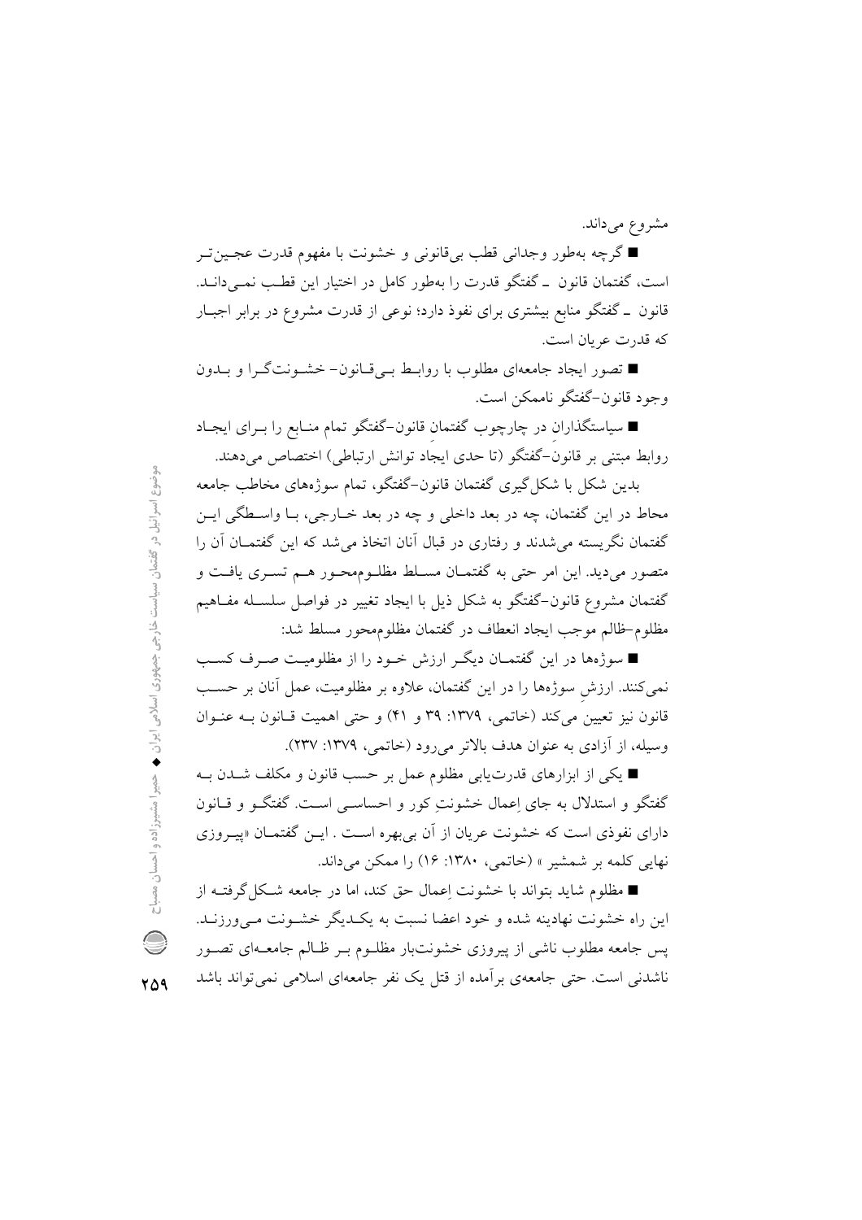مشروع می‌داند.

■ گرچه به‌طور وجدانی قطب بی‌قانونی و خشونت با مفهوم قدرت عجین‌تر است، گفتمان قانون ـ گفتگو قدرت را به‌طور کامل در اختیار این قطب نمی‌داند. قانون ـ گفتگو منابع بیشتری برای نفوذ دارد؛ نوعی از قدرت مشروع در برابر اجبار که قدرت عریان است.

■ تصور ایجاد جامعه‌ای مطلوب با روابط بی‌قانون- خشونت‌گرا و بدون وجود قانون-گفتگو ناممکن است.

■ سیاستگذاران در چارچوب گفتمان قانون-گفتگو تمام منابع را برای ایجاد روابط مبتنی بر قانون-گفتگو (تا حدی ایجاد توانش ارتباطی) اختصاص می‌دهند.

بدین شکل با شکل‌گیری گفتمان قانون-گفتگو، تمام سوژه‌های مخاطب جامعه محاط در این گفتمان، چه در بعد داخلی و چه در بعد خارجی، با واسطگی این گفتمان نگریسته می‌شدند و رفتاری در قبال آنان اتخاذ می‌شد که این گفتمان آن را متصور می‌دید. این امر حتی به گفتمان مسلط مظلوم‌محور هم تسری یافت و گفتمان مشروع قانون-گفتگو به شکل ذیل با ایجاد تغییر در فواصل سلسله مفاهیم مظلوم-ظالم موجب ایجاد انعطاف در گفتمان مظلوم‌محور مسلط شد:

■ سوژه‌ها در این گفتمان دیگر ارزش خود را از مظلومیت صرف کسب نمی‌کنند. ارزشِ سوژه‌ها را در این گفتمان، علاوه بر مظلومیت، عمل آنان بر حسب قانون نیز تعیین می‌کند (خاتمی، ۱۳۷۹: ۳۹ و ۴۱) و حتی اهمیت قانون به عنوان وسیله، از آزادی به عنوان هدف بالاتر می‌رود (خاتمی، ۱۳۷۹: ۲۳۷).

■ یکی از ابزارهای قدرت‌یابی مظلوم عمل بر حسب قانون و مکلف شدن به گفتگو و استدلال به جای اِعمال خشونتِ کور و احساسی است. گفتگو و قانون دارای نفوذی است که خشونت عریان از آن بی‌بهره است . این گفتمان «پیروزی نهایی کلمه بر شمشیر » (خاتمی، ۱۳۸۰: ۱۶) را ممکن می‌داند.

■ مظلوم شاید بتواند با خشونت اِعمال حق کند، اما در جامعه شکل‌گرفته از این راه خشونت نهادینه شده و خود اعضا نسبت به یکدیگر خشونت می‌ورزند. پس جامعه مطلوب ناشی از پیروزی خشونت‌بار مظلوم بر ظالم جامعه‌ای تصور ناشدنی است. حتی جامعه‌ی برآمده از قتل یک نفر جامعه‌ای اسلامی نمی‌تواند باشد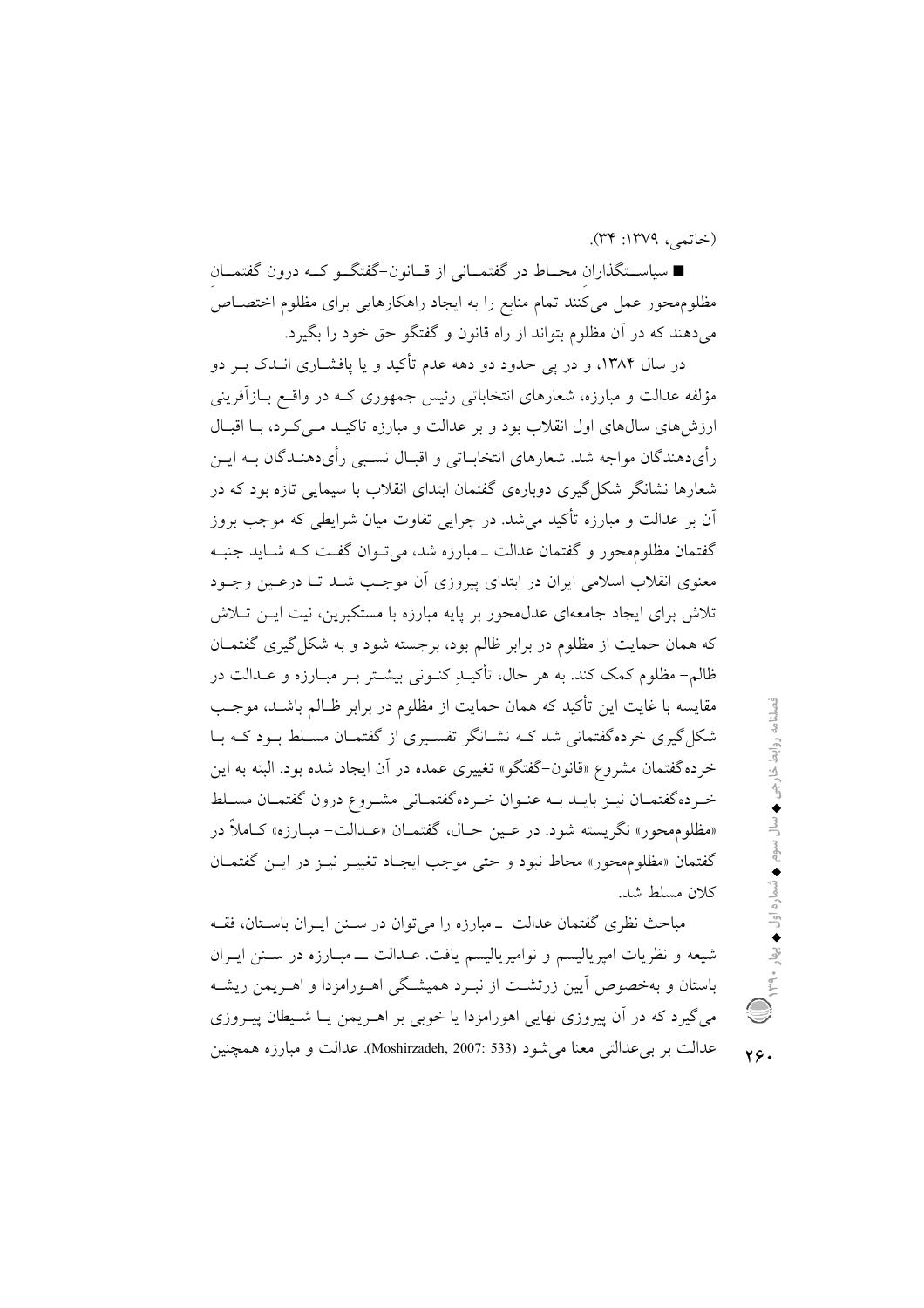(خاتمی، ۱۳۷۹: ۳۴).

■ سیاستگذارانِ محاط در گفتمانی از قانون-گفتگو که درون گفتمانِ مظلوم‌محور عمل می‌کنند تمام منابع را به ایجاد راهکارهایی برای مظلوم اختصاص می‌دهند که در آن مظلوم بتواند از راه قانون و گفتگو حق خود را بگیرد.

در سال ۱۳۸۴، و در پی حدود دو دهه عدم تأکید و یا پافشاری اندک بر دو مؤلفه عدالت و مبارزه، شعارهای انتخاباتی رئیس جمهوری که در واقع بازآفرینی ارزش‌های سال‌های اول انقلاب بود و بر عدالت و مبارزه تاکید می‌کرد، با اقبال رأی‌دهندگان مواجه شد. شعارهای انتخاباتی و اقبال نسبی رأی‌دهندگان به این شعارها نشانگر شکل‌گیری دوباره‌ی گفتمان ابتدای انقلاب با سیمایی تازه بود که در آن بر عدالت و مبارزه تأکید می‌شد. در چرایی تفاوت میان شرایطی که موجب بروز گفتمان مظلوم‌محور و گفتمان عدالت ـ مبارزه شد، می‌توان گفت که شاید جنبه معنوی انقلاب اسلامی ایران در ابتدای پیروزی آن موجب شد تا درعین وجود تلاش برای ایجاد جامعه‌ای عدل‌محور بر پایه مبارزه با مستکبرین، نیت این تلاش که همان حمایت از مظلوم در برابر ظالم بود، برجسته شود و به شکل‌گیری گفتمان ظالم- مظلوم کمک کند. به هر حال، تأکیدِ کنونی بیشتر بر مبارزه و عدالت در مقایسه با غایت این تأکید که همان حمایت از مظلوم در برابر ظالم باشد، موجب شکل‌گیری خرده‌گفتمانی شد که نشانگر تفسیری از گفتمان مسلط بود که با خرده‌گفتمان مشروع «قانون-گفتگو» تغییری عمده در آن ایجاد شده بود. البته به این خرده‌گفتمان نیز باید به عنوان خرده‌گفتمانی مشروع درون گفتمان مسلط «مظلوم‌محور» نگریسته شود. در عین حال، گفتمان «عدالت- مبارزه» کاملاً در گفتمان «مظلوم‌محور» محاط نبود و حتی موجب ایجاد تغییر نیز در این گفتمان کلان مسلط شد.

مباحث نظری گفتمان عدالت ـ مبارزه را می‌توان در سنن ایران باستان، فقه شیعه و نظریات امپریالیسم و نوامپریالیسم یافت. عدالت ـــ مبارزه در سنن ایران باستان و به‌خصوص آیین زرتشت از نبرد همیشگی اهورامزدا و اهریمن ریشه می‌گیرد که در آن پیروزی نهایی اهورامزدا یا خوبی بر اهریمن یا شیطان پیروزی عدالت بر بی‌عدالتی معنا می‌شود (Moshirzadeh, 2007: 533). عدالت و مبارزه همچنین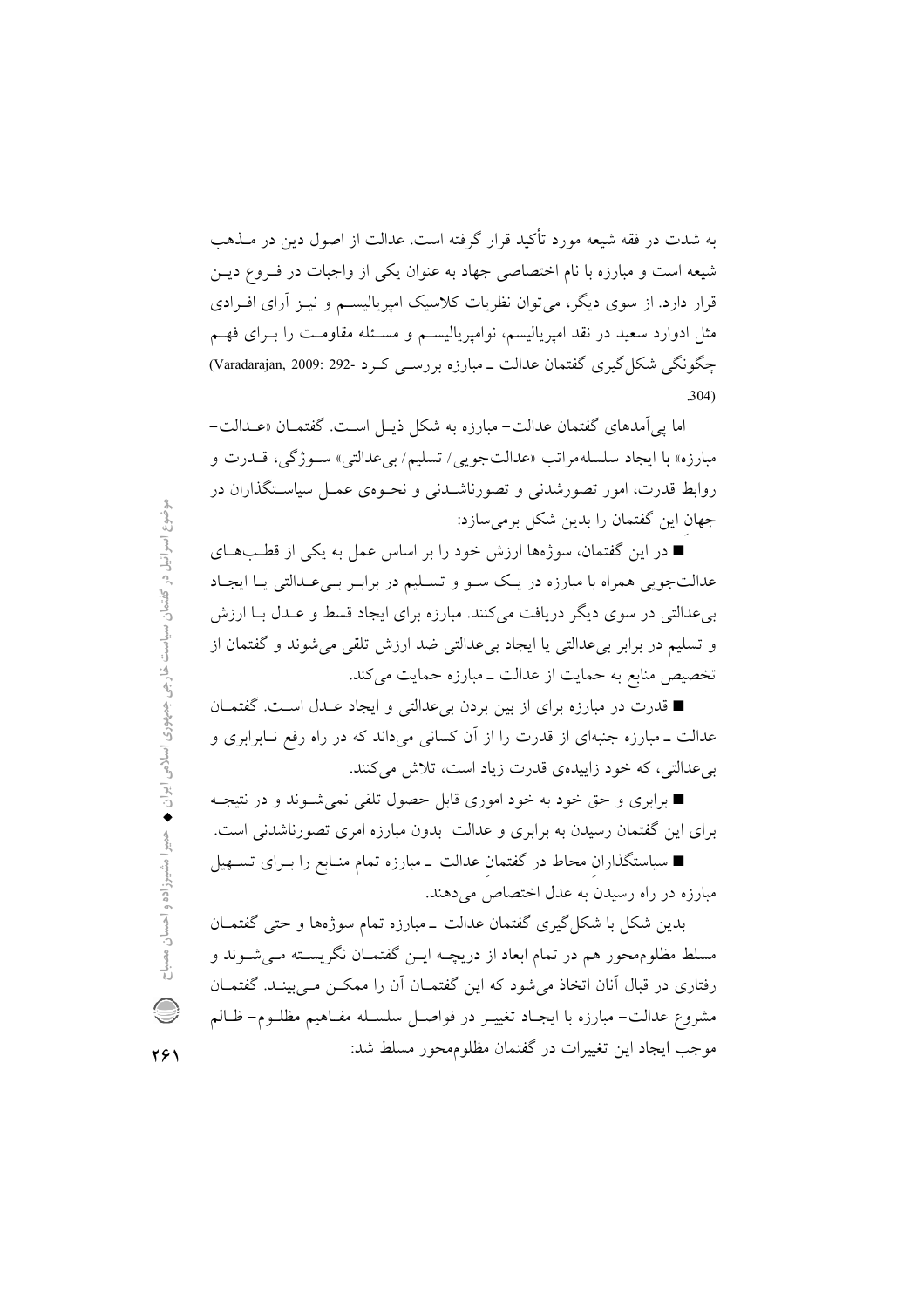به شدت در فقه شیعه مورد تأکید قرار گرفته است. عدالت از اصول دین در مـذهب شیعه است و مبارزه با نام اختصاصی جهاد به عنوان یکی از واجبات در فـروع دیـن قرار دارد. از سوی دیگر، می‌توان نظریات کلاسیک امپریالیسـم و نیـز آرای افـرادی مثل ادوارد سعید در نقد امپریالیسم، نوامپریالیسـم و مسـئله مقاومـت را بـرای فهـم چگونگی شکل‌گیری گفتمان عدالت ـ مبارزه بررسـی کـرد (Varadarajan, 2009: 292- 304).

اما پی‌آمدهای گفتمان عدالت- مبارزه به شکل ذیـل اسـت. گفتمـان «عـدالت- مبارزه» با ایجاد سلسله‌مراتب «عدالت‌جویی/ تسلیم/ بی‌عدالتی» سـوژگی، قـدرت و روابط قدرت، امور تصورشدنی و تصورناشـدنی و نحـوه‌ی عمـل سیاسـتگذاران در جهانِ این گفتمان را بدین شکل برمی‌سازد:

■ در این گفتمان، سوژه‌ها ارزش خود را بر اساس عمل به یکی از قطـب‌هـای عدالت‌جویی همراه با مبارزه در یـک سـو و تسـلیم در برابـر بـی‌عـدالتی یـا ایجـاد بی‌عدالتی در سوی دیگر دریافت می‌کنند. مبارزه برای ایجاد قسط و عـدل بـا ارزش و تسلیم در برابر بی‌عدالتی یا ایجاد بی‌عدالتی ضد ارزش تلقی می‌شوند و گفتمان از تخصیص منابع به حمایت از عدالت ـ مبارزه حمایت می‌کند.

■ قدرت در مبارزه برای از بین بردن بی‌عدالتی و ایجاد عـدل اسـت. گفتمـان عدالت ـ مبارزه جنبه‌ای از قدرت را از آن کسانی می‌داند که در راه رفع نـابرابری و بی‌عدالتی، که خود زاییده‌ی قدرت زیاد است، تلاش می‌کنند.

■ برابری و حق خود به خود اموری قابل حصول تلقی نمی‌شـوند و در نتیجـه برای این گفتمان رسیدن به برابری و عدالت بدون مبارزه امری تصورناشدنی است.

■ سیاستگذارانِ محاط در گفتمانِ عدالت ـ مبارزه تمام منـابع را بـرای تسـهیل مبارزه در راه رسیدنَ به عدل اختصاصَ می‌دهند.

بدین شکل با شکل‌گیری گفتمان عدالت ـ مبارزه تمام سوژه‌ها و حتی گفتمـان مسلط مظلوم‌محور هم در تمام ابعاد از دریچـه ایـن گفتمـان نگریسـته مـی‌شـوند و رفتاری در قبال آنان اتخاذ می‌شود که این گفتمـان آن را ممکـن مـی‌بینـد. گفتمـان مشروع عدالت- مبارزه با ایجـاد تغییـر در فواصـل سلسـله مفـاهیم مظلـوم- ظـالم موجب ایجاد این تغییرات در گفتمان مظلوم‌محور مسلط شد: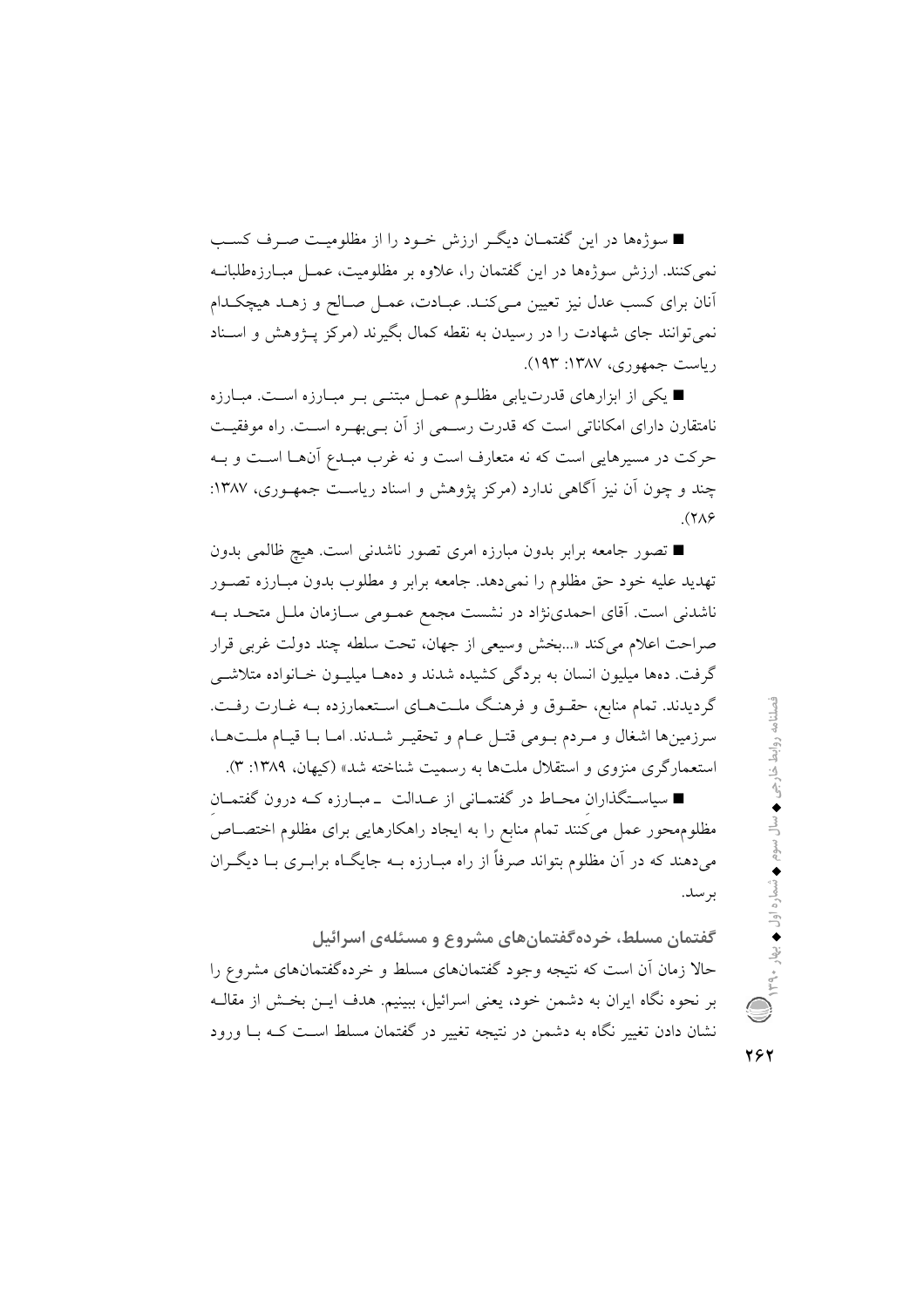■ سوژه‌ها در این گفتمان دیگر ارزش خود را از مظلومیت صرف کسب نمی‌کنند. ارزش سوژه‌ها در این گفتمان را، علاوه بر مظلومیت، عمل مبارزه‌طلبانه آنان برای کسب عدل نیز تعیین می‌کند. عبادت، عمل صالح و زهد هیچکدام نمی‌توانند جای شهادت را در رسیدن به نقطه کمال بگیرند (مرکز پژوهش و اسناد ریاست جمهوری، ۱۳۸۷: ۱۹۳).

■ یکی از ابزارهای قدرت‌یابی مظلوم عمل مبتنی بر مبارزه است. مبارزه نامتقارن دارای امکاناتی است که قدرت رسمی از آن بی‌بهره است. راه موفقیت حرکت در مسیرهایی است که نه متعارف است و نه غرب مبدع آن‌ها است و به چند و چون آن نیز آگاهی ندارد (مرکز پژوهش و اسناد ریاست جمهوری، ۱۳۸۷: ۲۸۶).

■ تصور جامعه برابر بدون مبارزه امری تصور ناشدنی است. هیچ ظالمی بدون تهدید علیه خود حق مظلوم را نمی‌دهد. جامعه برابر و مطلوب بدون مبارزه تصور ناشدنی است. آقای احمدی‌نژاد در نشست مجمع عمومی سازمان ملل متحد به صراحت اعلام می‌کند «...بخش وسیعی از جهان، تحت سلطه چند دولت غربی قرار گرفت. ده‌ها میلیون انسان به بردگی کشیده شدند و ده‌ها میلیون خانواده متلاشی گردیدند. تمام منابع، حقوق و فرهنگ ملت‌های استعمارزده به غارت رفت. سرزمین‌ها اشغال و مردم بومی قتل عام و تحقیر شدند. اما با قیام ملت‌ها، استعمارگری منزوی و استقلال ملت‌ها به رسمیت شناخته شد» (کیهان، ۱۳۸۹: ۳).

■ سیاستگذاران محاط در گفتمانی از عدالت ـ مبارزه که درون گفتمان مظلوم‌محور عمل می‌کنند تمام منابع را به ایجاد راهکارهایی برای مظلوم اختصاص می‌دهند که در آن مظلوم بتواند صرفاً از راه مبارزه به جایگاه برابری با دیگران برسد.

### گفتمان مسلط، خرده‌گفتمان‌های مشروع و مسئله‌ی اسرائیل

حالا زمان آن است که نتیجه وجود گفتمان‌های مسلط و خرده‌گفتمان‌های مشروع را بر نحوه نگاه ایران به دشمن خود، یعنی اسرائیل، ببینیم. هدف این بخش از مقاله نشان دادن تغییر نگاه به دشمن در نتیجه تغییر در گفتمان مسلط است که با ورود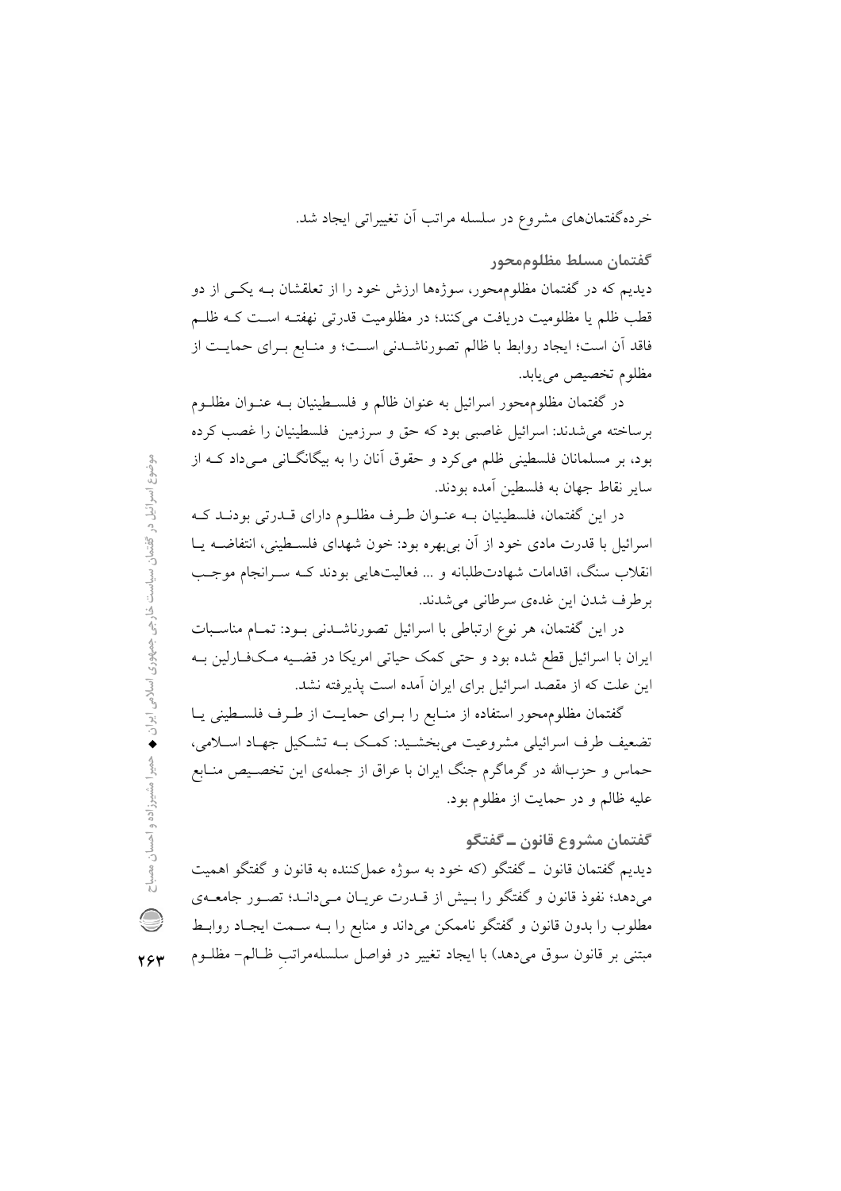خرده‌گفتمان‌های مشروع در سلسله مراتب آن تغییراتی ایجاد شد.

### گفتمان مسلط مظلوم‌محور

دیدیم که در گفتمان مظلوم‌محور، سوژه‌ها ارزش خود را از تعلقشان بـه یکـی از دو قطب ظلم یا مظلومیت دریافت می‌کنند؛ در مظلومیت قدرتی نهفتـه اسـت کـه ظلـم فاقد آن است؛ ایجاد روابط با ظالم تصورناشـدنی اسـت؛ و منـابع بـرای حمایـت از مظلوم تخصیص می‌یابد.

در گفتمان مظلوم‌محور اسرائیل به عنوان ظالم و فلسـطینیان بـه عنـوان مظلـوم برساخته می‌شدند: اسرائیل غاصبی بود که حق و سرزمین فلسطینیان را غصب کرده بود، بر مسلمانان فلسطینی ظلم می‌کرد و حقوق آنان را به بیگانگـانی مـی‌داد کـه از سایر نقاط جهان به فلسطین آمده بودند.

در این گفتمان، فلسطینیان بـه عنـوان طـرف مظلـوم دارای قـدرتی بودنـد کـه اسرائیل با قدرت مادی خود از آن بی‌بهره بود: خون شهدای فلسـطینی، انتفاضـه یـا انقلاب سنگ، اقدامات شهادت‌طلبانه و ... فعالیت‌هایی بودند کـه سـرانجام موجـب برطرف شدن این غده‌ی سرطانی می‌شدند.

در این گفتمان، هر نوع ارتباطی با اسرائیل تصورناشـدنی بـود: تمـام مناسـبات ایران با اسرائیل قطع شده بود و حتی کمک حیاتی امریکا در قضـیه مـک‌فـارلین بـه این علت که از مقصد اسرائیل برای ایران آمده است پذیرفته نشد.

گفتمان مظلوم‌محور استفاده از منـابع را بـرای حمایـت از طـرف فلسـطینی یـا تضعیف طرف اسرائیلی مشروعیت می‌بخشـید: کمـک بـه تشـکیل جهـاد اسـلامی، حماس و حزب‌الله در گرماگرم جنگ ایران با عراق از جمله‌ی این تخصـیص منـابع علیه ظالم و در حمایت از مظلوم بود.

### گفتمان مشروع قانون ـ گفتگو

دیدیم گفتمان قانون ـ گفتگو (که خود به سوژه عمل‌کننده به قانون و گفتگو اهمیت می‌دهد؛ نفوذ قانون و گفتگو را بـیش از قـدرت عریـان مـی‌دانـد؛ تصـور جامعـه‌ی مطلوب را بدون قانون و گفتگو ناممکن می‌داند و منابع را بـه سـمت ایجـاد روابـط مبتنی بر قانون سوق می‌دهد) با ایجاد تغییر در فواصل سلسله‌مراتبِ ظـالم- مظلـوم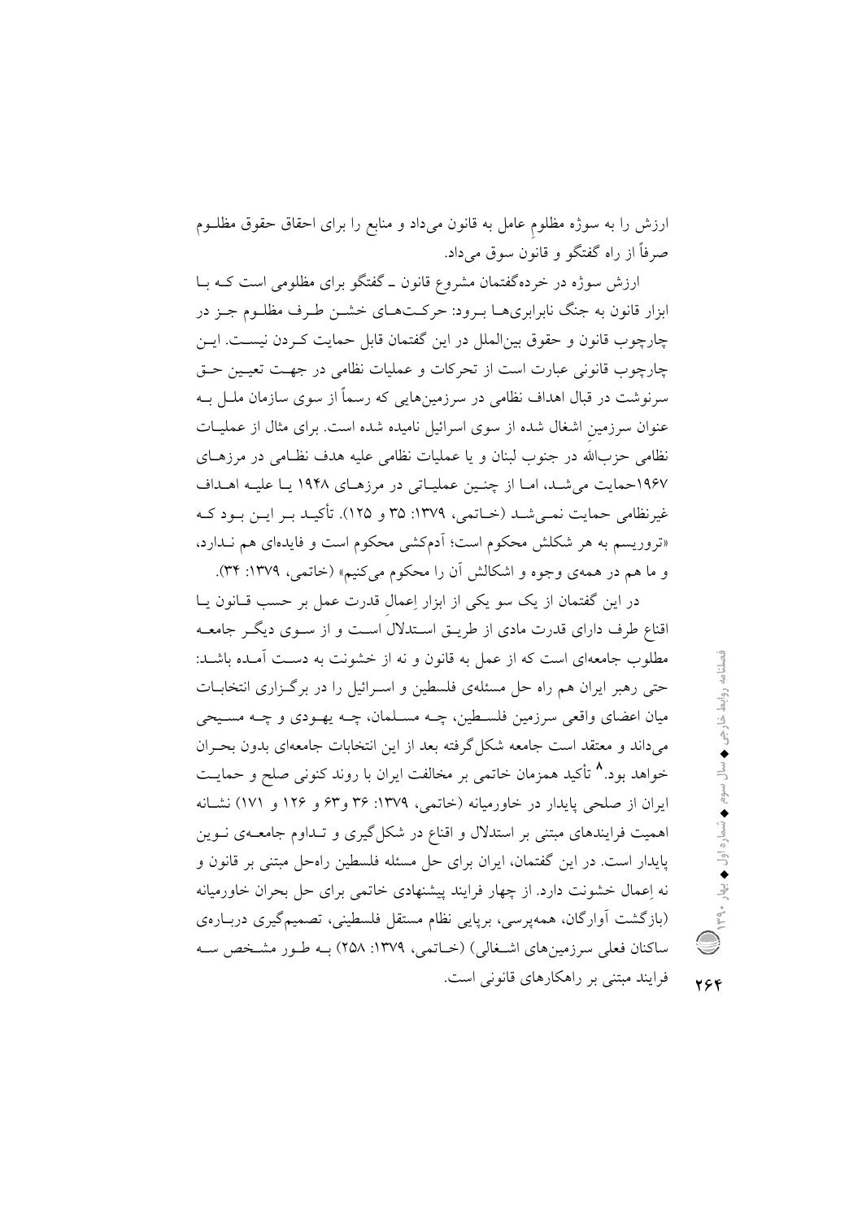ارزش را به سوژه مظلومِ عامل به قانون می‌داد و منابع را برای احقاق حقوق مظلـوم صرفاً از راه گفتگو و قانون سوق می‌داد.

ارزش سوژه در خرده‌گفتمان مشروع قانون ـ گفتگو برای مظلومی است کـه بـا ابزار قانون به جنگ نابرابری‌هـا بـرود: حرکـت‌هـای خشـن طـرف مظلـوم جـز در چارچوب قانون و حقوق بین‌الملل در این گفتمان قابل حمایت کـردن نیسـت. ایـن چارچوب قانونی عبارت است از تحرکات و عملیات نظامی در جهـت تعیـین حـق سرنوشت در قبال اهداف نظامی در سرزمین‌هایی که رسماً از سوی سازمان ملـل بـه عنوان سرزمینِ اشغال شده از سوی اسرائیل نامیده شده است. برای مثال از عملیـات نظامی حزب‌الله در جنوب لبنان و یا عملیات نظامی علیه هدف نظـامی در مرزهـای ۱۹۶۷حمایت می‌شـد، امـا از چنـین عملیـاتی در مرزهـای ۱۹۴۸ یـا علیـه اهـداف غیرنظامی حمایت نمـی‌شـد (خـاتمی، ۱۳۷۹: ۳۵ و ۱۲۵). تأکیـد بـر ایـن بـود کـه «تروریسم به هر شکلش محکوم است؛ آدم‌کشی محکوم است و فایده‌ای هم نـدارد، و ما هم در همه‌ی وجوه و اشکالش آن را محکوم می‌کنیم» (خاتمی، ۱۳۷۹: ۳۴).

در این گفتمان از یک سو یکی از ابزار اِعمالِ قدرت عمل بر حسب قـانون یـا اقناع طرف دارای قدرت مادی از طریـق اسـتدلال اسـت و از سـوی دیگـر جامعـه مطلوب جامعه‌ای است که از عمل به قانون و نه از خشونت به دسـت آمـده باشـد: حتی رهبر ایران هم راه حل مسئله‌ی فلسطین و اسـرائیل را در برگـزاری انتخابـات میان اعضای واقعی سرزمین فلسـطین، چـه مسـلمان، چـه یهـودی و چـه مسـیحی می‌داند و معتقد است جامعه شکل‌گرفته بعد از این انتخابات جامعه‌ای بدون بحـران خواهد بود.[۸] تأکید همزمان خاتمی بر مخالفت ایران با روند کنونی صلح و حمایـت ایران از صلحی پایدار در خاورمیانه (خاتمی، ۱۳۷۹: ۳۶ و۶۳ و ۱۲۶ و ۱۷۱) نشـانه اهمیت فرایندهای مبتنی بر استدلال و اقناع در شکل‌گیری و تـداوم جامعـه‌ی نـوین پایدار است. در این گفتمان، ایران برای حل مسئله فلسطین راه‌حل مبتنی بر قانون و نه اِعمال خشونت دارد. از چهار فرایند پیشنهادی خاتمی برای حل بحران خاورمیانه (بازگشت آوارگان، همه‌پرسی، برپایی نظام مستقل فلسطینی، تصمیم‌گیری دربـاره‌ی ساکنان فعلی سرزمین‌های اشـغالی) (خـاتمی، ۱۳۷۹: ۲۵۸) بـه طـور مشـخص سـه فرایند مبتنی بر راهکارهای قانونی است.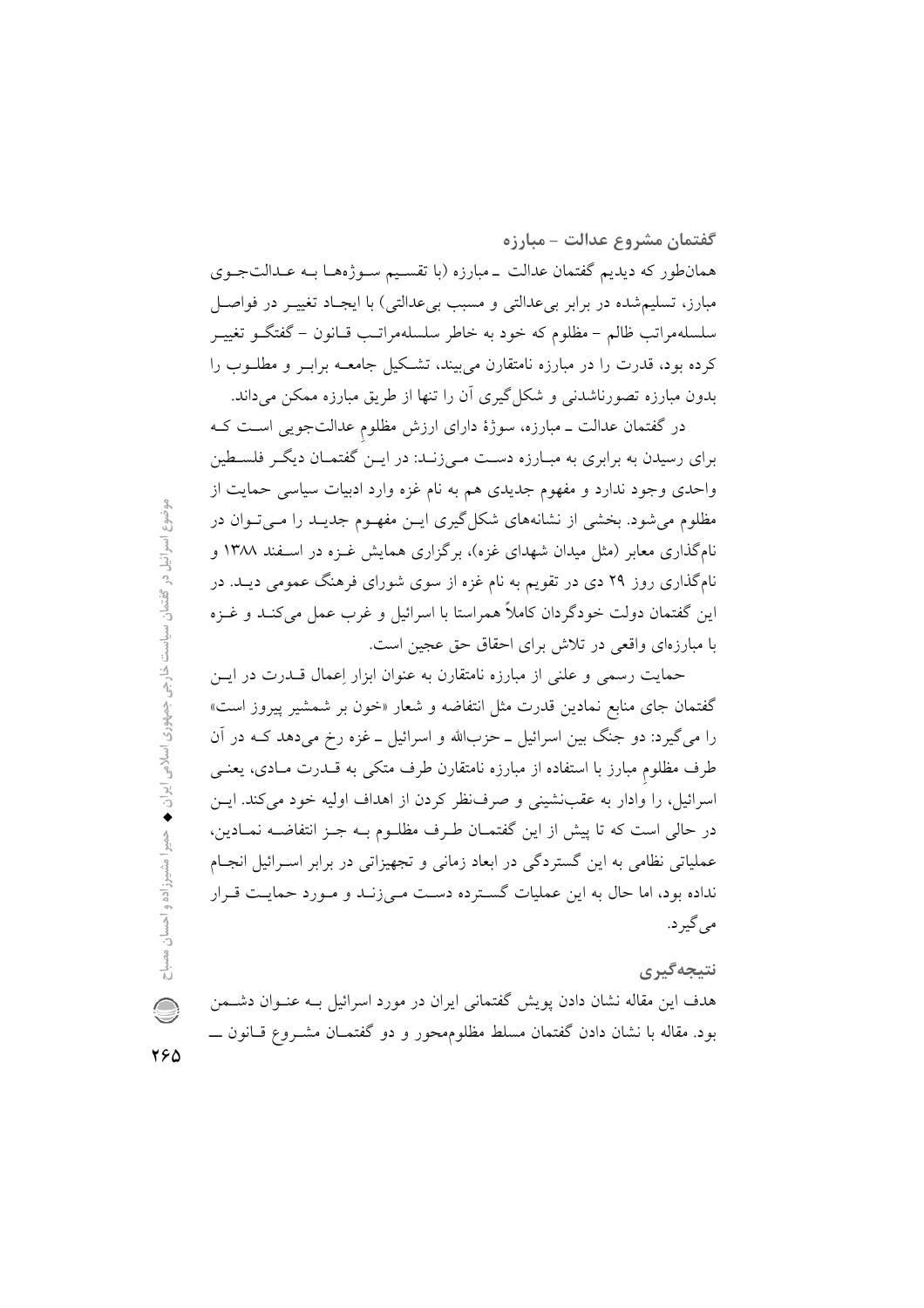### گفتمان مشروع عدالت - مبارزه

همان‌طور که دیدیم گفتمان عدالت ـ مبارزه (با تقسیم سوژه‌ها به عدالت‌جوی مبارز، تسلیم‌شده در برابر بی‌عدالتی و مسبب بی‌عدالتی) با ایجاد تغییر در فواصل سلسله‌مراتب ظالم – مظلوم که خود به خاطر سلسله‌مراتب قانون – گفتگو تغییر کرده بود، قدرت را در مبارزه نامتقارن می‌بیند، تشکیل جامعه برابر و مطلوب را بدون مبارزه تصورناشدنی و شکل‌گیری آن را تنها از طریق مبارزه ممکن می‌داند.

در گفتمان عدالت ـ مبارزه، سوژهٔ دارای ارزش مظلومِ عدالت‌جویی است که برای رسیدن به برابری به مبارزه دست می‌زند: در این گفتمان دیگر فلسطین واحدی وجود ندارد و مفهوم جدیدی هم به نام غزه وارد ادبیات سیاسی حمایت از مظلوم می‌شود. بخشی از نشانه‌های شکل‌گیری این مفهوم جدید را می‌توان در نام‌گذاری معابر (مثل میدان شهدای غزه)، برگزاری همایش غزه در اسفند ۱۳۸۸ و نام‌گذاری روز ۲۹ دی در تقویم به نام غزه از سوی شورای فرهنگ عمومی دید. در این گفتمان دولت خودگردان کاملاً همراستا با اسرائیل و غرب عمل می‌کند و غزه با مبارزه‌ای واقعی در تلاش برای احقاق حق عجین است.

حمایت رسمی و علنی از مبارزه نامتقارن به عنوان ابزار اِعمال قدرت در این گفتمان جای منابع نمادین قدرت مثل انتفاضه و شعار «خون بر شمشیر پیروز است» را می‌گیرد: دو جنگ بین اسرائیل ـ حزب‌الله و اسرائیل ـ غزه رخ می‌دهد که در آن طرف مظلومِ مبارز با استفاده از مبارزه نامتقارن طرف متکی به قدرت مادی، یعنی اسرائیل، را وادار به عقب‌نشینی و صرف‌نظر کردن از اهداف اولیه خود می‌کند. این در حالی است که تا پیش از این گفتمان طرف مظلوم به جز انتفاضه نمادین، عملیاتی نظامی به این گستردگی در ابعاد زمانی و تجهیزاتی در برابر اسرائیل انجام نداده بود، اما حال به این عملیات گسترده دست می‌زند و مورد حمایت قرار می‌گیرد.

### نتیجه‌گیری

هدف این مقاله نشان دادن پویش گفتمانی ایران در مورد اسرائیل به عنوان دشمن بود. مقاله با نشان دادن گفتمان مسلط مظلوم‌محور و دو گفتمان مشروع قانون ـــ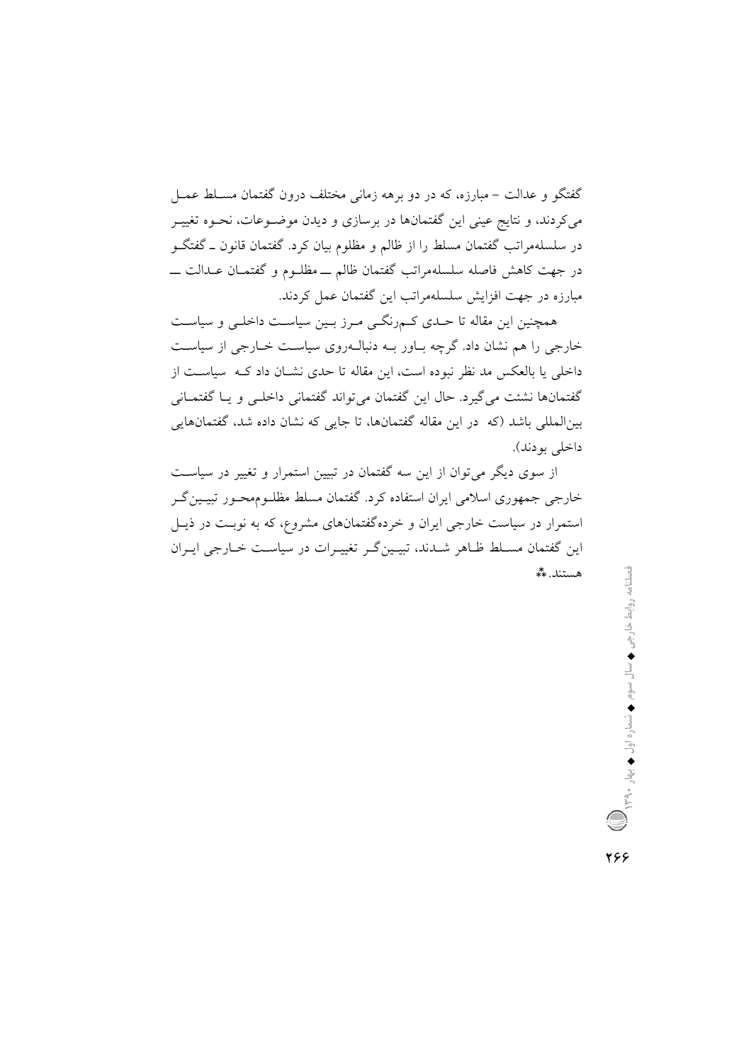گفتگو و عدالت – مبارزه، که در دو برهه زمانی مختلف درون گفتمان مسلط عمل می‌کردند، و نتایج عینی این گفتمان‌ها در برسازی و دیدن موضوعات، نحوه تغییر در سلسله‌مراتب گفتمان مسلط را از ظالم و مظلوم بیان کرد. گفتمان قانون ـ گفتگو در جهت کاهش فاصله سلسله‌مراتب گفتمان ظالم ـــ مظلوم و گفتمان عدالت ـــ مبارزه در جهت افزایش سلسله‌مراتب این گفتمان عمل کردند.

همچنین این مقاله تا حدی کم‌رنگی مرز بین سیاست داخلی و سیاست خارجی را هم نشان داد. گرچه باور به دنباله‌روی سیاست خارجی از سیاست داخلی یا بالعکس مد نظر نبوده است، این مقاله تا حدی نشان داد که سیاست از گفتمان‌ها نشئت می‌گیرد. حال این گفتمان می‌تواند گفتمانی داخلی و یا گفتمانی بین‌المللی باشد (که در این مقاله گفتمان‌ها، تا جایی که نشان داده شد، گفتمان‌هایی داخلی بودند).

از سوی دیگر می‌توان از این سه گفتمان در تبیین استمرار و تغییر در سیاست خارجی جمهوری اسلامی ایران استفاده کرد. گفتمان مسلط مظلوم‌محور تبیین‌گر استمرار در سیاست خارجی ایران و خرده‌گفتمان‌های مشروع، که به نوبت در ذیل این گفتمان مسلط ظاهر شدند، تبیین‌گر تغییرات در سیاست خارجی ایران هستند. ⁂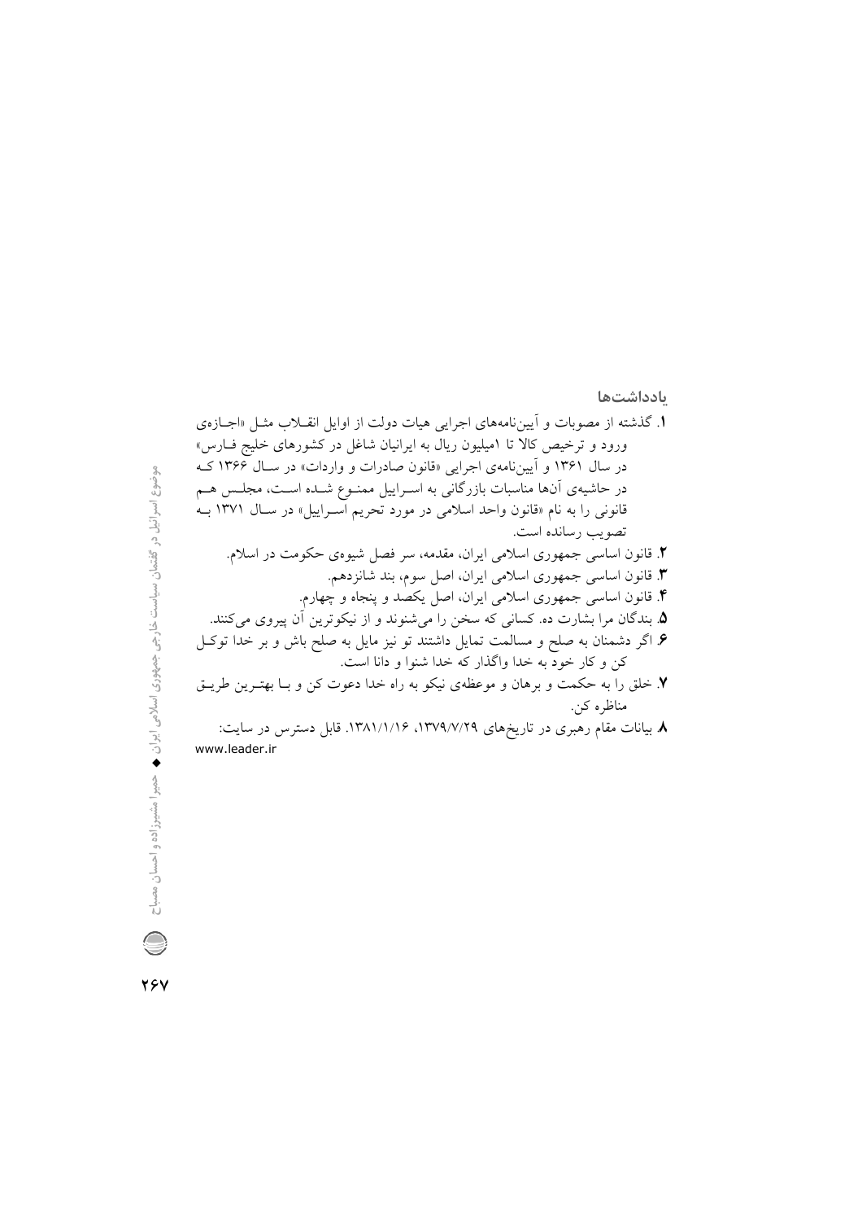## یادداشت‌ها

۱. گذشته از مصوبات و آیین‌نامه‌های اجرایی هیات دولت از اوایل انقلاب مثل «اجازه‌ی ورود و ترخیص کالا تا ۱میلیون ریال به ایرانیان شاغل در کشورهای خلیج فارس» در سال ۱۳۶۱ و آیین‌نامه‌ی اجرایی «قانون صادرات و واردات» در سال ۱۳۶۶ که در حاشیه‌ی آن‌ها مناسبات بازرگانی به اسراییل ممنوع شده است، مجلس هم قانونی را به نام «قانون واحد اسلامی در مورد تحریم اسراییل» در سال ۱۳۷۱ به تصویب رسانده است.

۲. قانون اساسی جمهوری اسلامی ایران، مقدمه، سر فصل شیوه‌ی حکومت در اسلام.

۳. قانون اساسی جمهوری اسلامی ایران، اصل سوم، بند شانزدهم.

۴. قانون اساسی جمهوری اسلامی ایران، اصل یکصد و پنجاه و چهارم.

۵. بندگان مرا بشارت ده. کسانی که سخن را می‌شنوند و از نیکوترین آن پیروی می‌کنند.

۶. اگر دشمنان به صلح و مسالمت تمایل داشتند تو نیز مایل به صلح باش و بر خدا توکل کن و کار خود به خدا واگذار که خدا شنوا و دانا است.

۷. خلق را به حکمت و برهان و موعظه‌ی نیکو به راه خدا دعوت کن و با بهترین طریق مناظره کن.

۸. بیانات مقام رهبری در تاریخ‌های ۱۳۷۹/۷/۲۹، ۱۳۸۱/۱/۱۶. قابل دسترس در سایت: www.leader.ir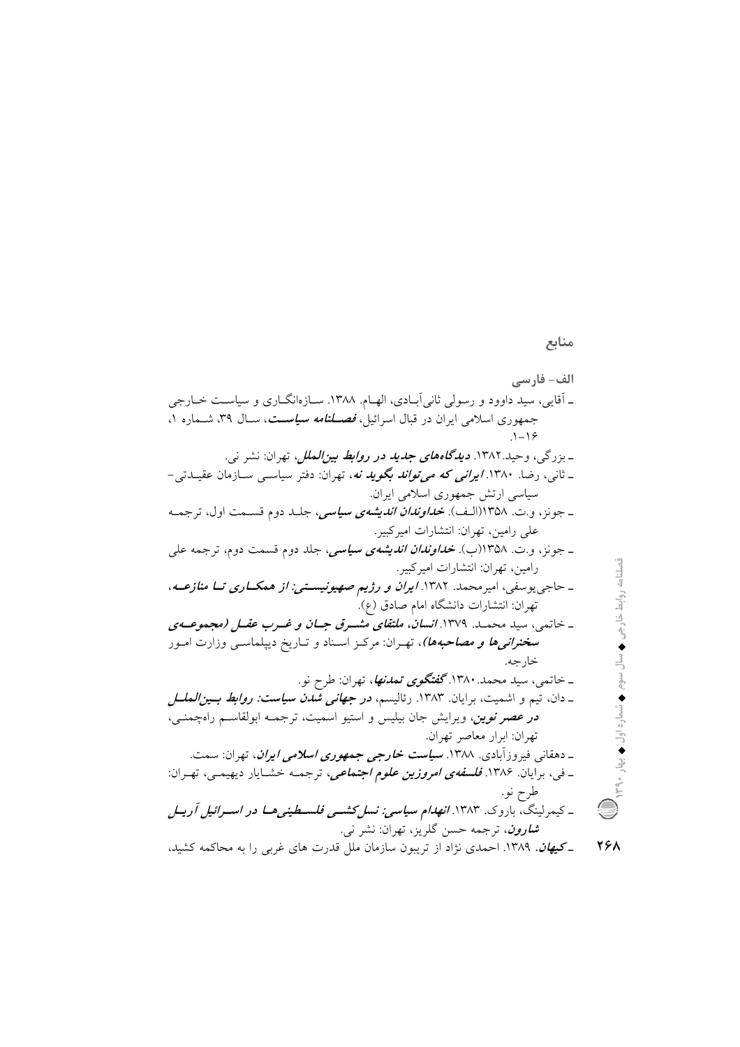## منابع

### الف- فارسی

- آقایی، سید داوود و رسولی ثانی‌آبادی، الهام. ۱۳۸۸. سازه‌انگاری و سیاست خارجی جمهوری اسلامی ایران در قبال اسرائیل، ***فصلنامه سیاست***، سال ۳۹، شماره ۱، ۱۶-۱.
- بزرگی، وحید. ۱۳۸۲. ***دیدگاه‌های جدید در روابط بین‌الملل***، تهران: نشر نی.
- ثانی، رضا. ۱۳۸۰. ***ایرانی که می‌تواند بگوید نه***، تهران: دفتر سیاسی سازمان عقیدتی- سیاسی ارتش جمهوری اسلامی ایران.
- جونز، و.ت. ۱۳۵۸(الف). ***خداوندان اندیشه‌ی سیاسی***، جلد دوم قسمت اول، ترجمه علی رامین، تهران: انتشارات امیرکبیر.
- جونز، و.ت. ۱۳۵۸(ب). ***خداوندان اندیشه‌ی سیاسی***، جلد دوم قسمت دوم، ترجمه علی رامین، تهران: انتشارات امیرکبیر.
- حاجی‌یوسفی، امیرمحمد. ۱۳۸۲. ***ایران و رژیم صهیونیستی: از همکاری تا منازعه***، تهران: انتشارات دانشگاه امام صادق (ع).
- خاتمی، سید محمد. ۱۳۷۹. ***انسان، ملتقای مشرق جان و غرب عقل (مجموعه‌ی سخنرانی‌ها و مصاحبه‌ها)***، تهران: مرکز اسناد و تاریخ دیپلماسی وزارت امور خارجه.
- خاتمی، سید محمد. ۱۳۸۰. ***گفتگوی تمدنها***، تهران: طرح نو.
- دان، تیم و اشمیت، برایان. ۱۳۸۳. رئالیسم، ***در جهانی شدن سیاست: روابط بین‌الملل در عصر نوین***، ویرایش جان بیلیس و استیو اسمیت، ترجمه ابولقاسم راه‌چمنی، تهران: ابرار معاصر تهران.
- دهقانی فیروزآبادی. ۱۳۸۸. ***سیاست خارجی جمهوری اسلامی ایران***، تهران: سمت.
- فی، برایان. ۱۳۸۶. ***فلسفه‌ی امروزین علوم اجتماعی***، ترجمه خشایار دیهیمی، تهران: طرح نو.
- کیمرلینگ، باروک. ۱۳۸۳. ***انهدام سیاسی: نسل‌کشی فلسطینی‌ها در اسرائیل آریل شارون***، ترجمه حسن گلریز، تهران: نشر نی.
- ***کیهان***. ۱۳۸۹. احمدی نژاد از تریبون سازمان ملل قدرت های غربی را به محاکمه کشید،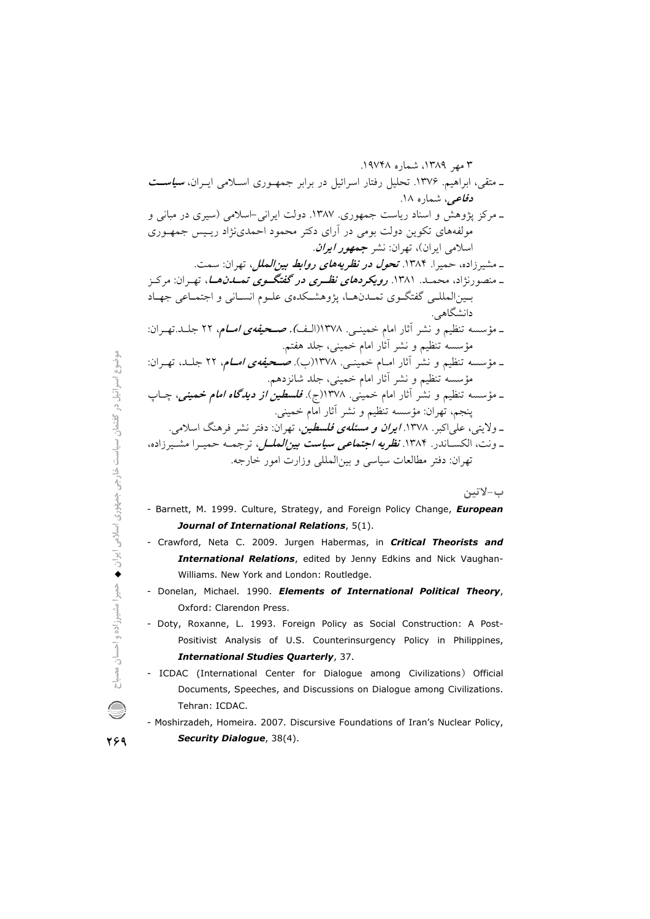۳ مهر ۱۳۸۹، شماره ۱۹۷۴۸.

ـ متقی، ابراهیم. ۱۳۷۶. تحلیل رفتار اسرائیل در برابر جمهوری اسلامی ایران، ***سیاست دفاعی***، شماره ۱۸.

ـ مرکز پژوهش و اسناد ریاست جمهوری. ۱۳۸۷. دولت ایرانی-اسلامی (سیری در مبانی و مولفه‌های تکوین دولت بومی در آرای دکتر محمود احمدی‌نژاد رییس جمهوری اسلامی ایران)، تهران: نشر ***جمهور ایران***.

ـ مشیرزاده، حمیرا. ۱۳۸۴. ***تحول در نظریه‌های روابط بین‌الملل***، تهران: سمت.

ـ منصورنژاد، محمد. ۱۳۸۱. ***رویکردهای نظری در گفتگوی تمدن‌ها***، تهران: مرکز بین‌المللی گفتگوی تمدن‌ها، پژوهشکده‌ی علوم انسانی و اجتماعی جهاد دانشگاهی.

ـ مؤسسه تنظیم و نشر آثار امام خمینی. ۱۳۷۸(الف). ***صحیفه‌ی امام***، ۲۲ جلد.تهران: مؤسسه تنظیم و نشر آثار امام خمینی، جلد هفتم.

ـ مؤسسه تنظیم و نشر آثار امام خمینی. ۱۳۷۸(ب). ***صحیفه‌ی امام***، ۲۲ جلد، تهران: مؤسسه تنظیم و نشر آثار امام خمینی، جلد شانزدهم.

ـ مؤسسه تنظیم و نشر آثار امام خمینی. ۱۳۷۸(ج). ***فلسطین از دیدگاه امام خمینی***، چاپ پنجم، تهران: مؤسسه تنظیم و نشر آثار امام خمینی.

ـ ولایتی، علی‌اکبر. ۱۳۷۸. ***ایران و مسئله‌ی فلسطین***، تهران: دفتر نشر فرهنگ اسلامی.

ـ ونت، الکساندر. ۱۳۸۴. ***نظریه اجتماعی سیاست بین‌الملل***، ترجمه حمیرا مشیرزاده، تهران: دفتر مطالعات سیاسی و بین‌المللی وزارت امور خارجه.

**ب-لاتین**

- Barnett, M. 1999. Culture, Strategy, and Foreign Policy Change, ***European Journal of International Relations***, 5(1).
- Crawford, Neta C. 2009. Jurgen Habermas, in ***Critical Theorists and International Relations***, edited by Jenny Edkins and Nick Vaughan-Williams. New York and London: Routledge.
- Donelan, Michael. 1990. ***Elements of International Political Theory***, Oxford: Clarendon Press.
- Doty, Roxanne, L. 1993. Foreign Policy as Social Construction: A Post-Positivist Analysis of U.S. Counterinsurgency Policy in Philippines, ***International Studies Quarterly***, 37.
- ICDAC (International Center for Dialogue among Civilizations) Official Documents, Speeches, and Discussions on Dialogue among Civilizations. Tehran: ICDAC.
- Moshirzadeh, Homeira. 2007. Discursive Foundations of Iran's Nuclear Policy, ***Security Dialogue***, 38(4).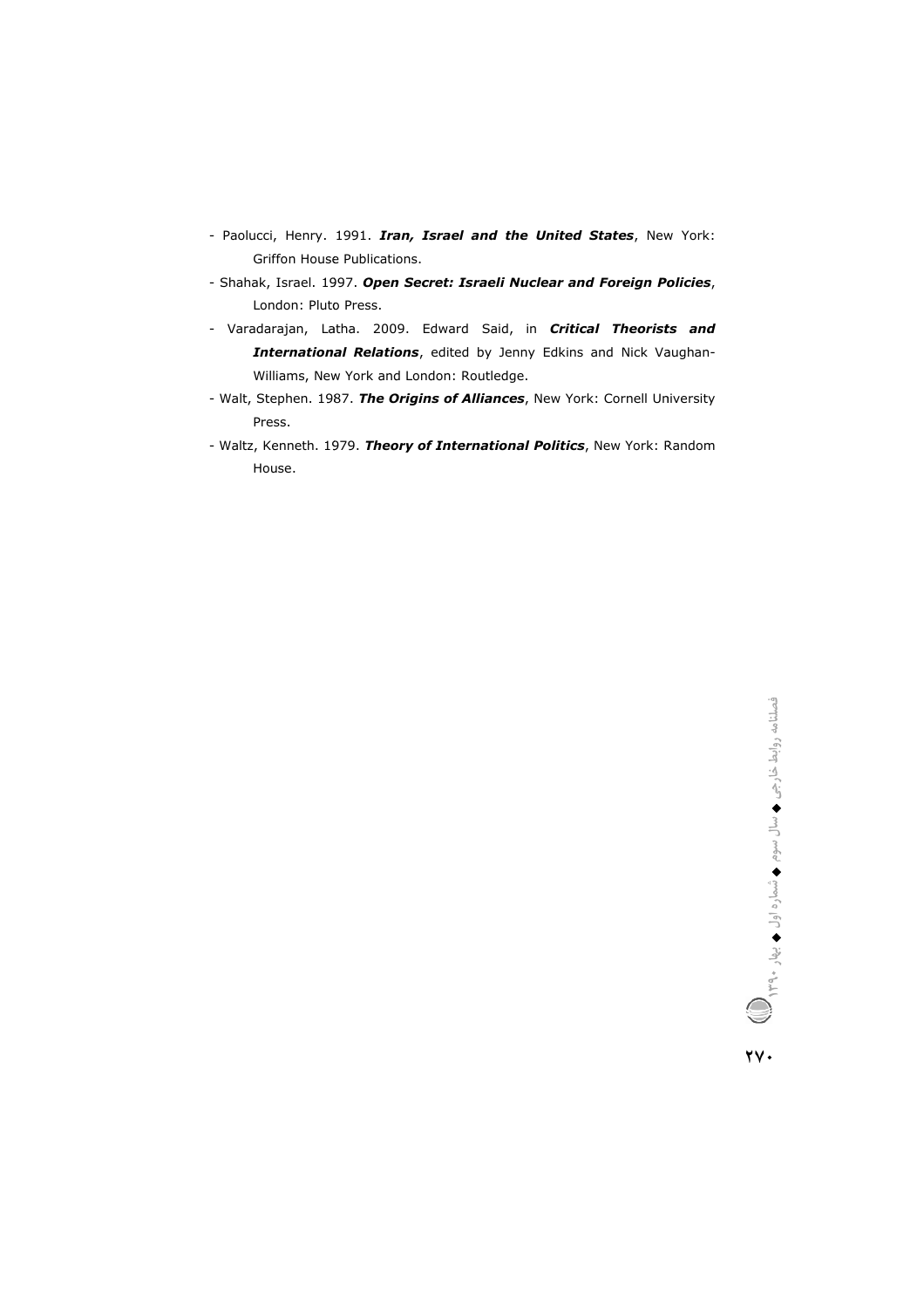- Paolucci, Henry. 1991. ***Iran, Israel and the United States***, New York: Griffon House Publications.
- Shahak, Israel. 1997. ***Open Secret: Israeli Nuclear and Foreign Policies***, London: Pluto Press.
- Varadarajan, Latha. 2009. Edward Said, in ***Critical Theorists and International Relations***, edited by Jenny Edkins and Nick Vaughan-Williams, New York and London: Routledge.
- Walt, Stephen. 1987. ***The Origins of Alliances***, New York: Cornell University Press.
- Waltz, Kenneth. 1979. ***Theory of International Politics***, New York: Random House.